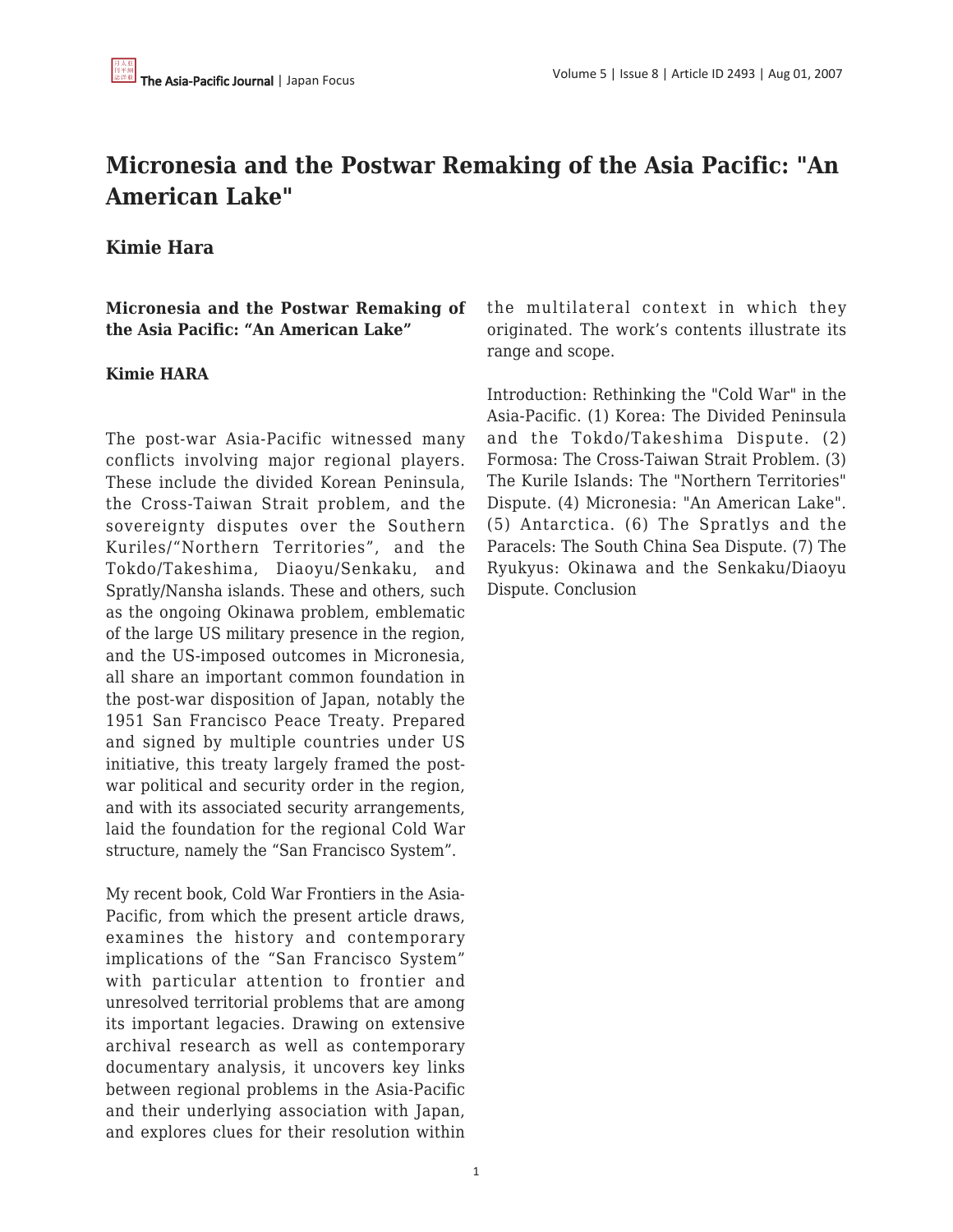# Micronesia and the Postwar Remaking of the Asia Pacific: "An American Lake"

**Kimie Hara**

**Micronesia and the Postwar Remaking of the Asia Pacific: "An American Lake"**

**Kimie HARA**

The post-war Asia-Pacific witnessed many conflicts involving major regional players. These include the divided Korean Peninsula, the Cross-Taiwan Strait problem, and the sovereignty disputes over the Southern Kuriles/"Northern Territories", and the Tokdo/Takeshima, Diaoyu/Senkaku, and Spratly/Nansha islands. These and others, such as the ongoing Okinawa problem, emblematic of the large US military presence in the region, and the US-imposed outcomes in Micronesia, all share an important common foundation in the post-war disposition of Japan, notably the 1951 San Francisco Peace Treaty. Prepared and signed by multiple countries under US initiative, this treaty largely framed the post-war political and security order in the region, and with its associated security arrangements, laid the foundation for the regional Cold War structure, namely the "San Francisco System".

My recent book, Cold War Frontiers in the Asia-Pacific, from which the present article draws, examines the history and contemporary implications of the "San Francisco System" with particular attention to frontier and unresolved territorial problems that are among its important legacies. Drawing on extensive archival research as well as contemporary documentary analysis, it uncovers key links between regional problems in the Asia-Pacific and their underlying association with Japan, and explores clues for their resolution within the multilateral context in which they originated. The work's contents illustrate its range and scope.

Introduction: Rethinking the "Cold War" in the Asia-Pacific. (1) Korea: The Divided Peninsula and the Tokdo/Takeshima Dispute. (2) Formosa: The Cross-Taiwan Strait Problem. (3) The Kurile Islands: The "Northern Territories" Dispute. (4) Micronesia: "An American Lake". (5) Antarctica. (6) The Spratlys and the Paracels: The South China Sea Dispute. (7) The Ryukyus: Okinawa and the Senkaku/Diaoyu Dispute. Conclusion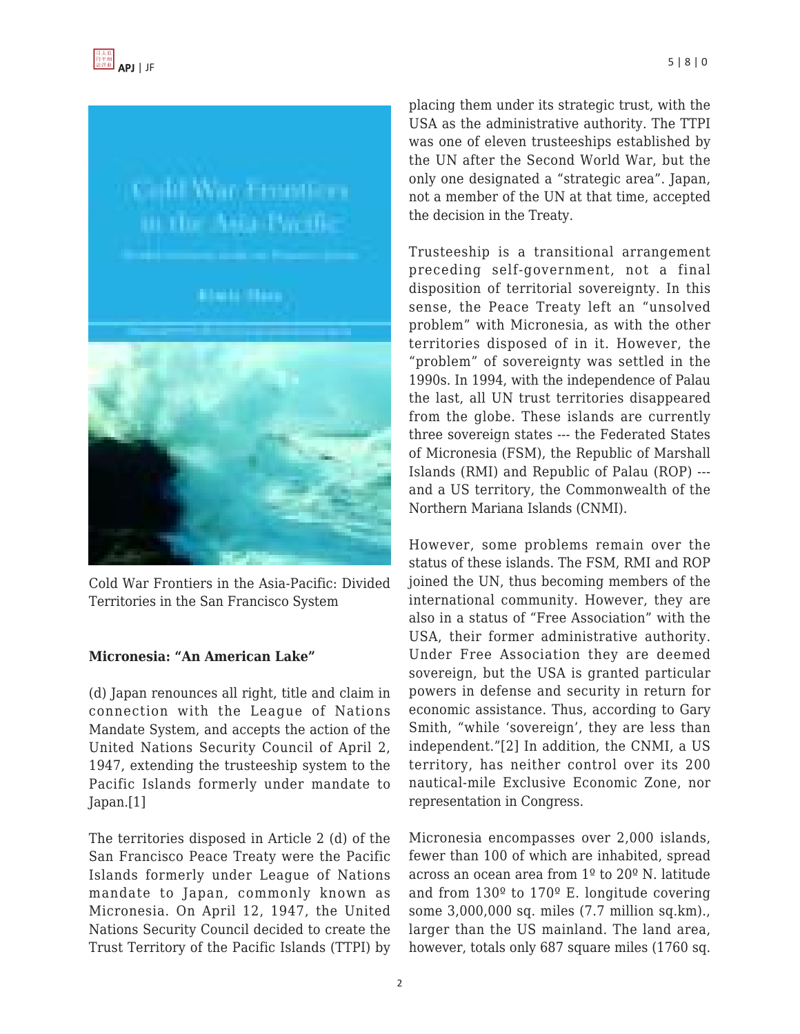Cold War Frontiers in the Asia-Pacific: Divided Territories in the San Francisco System

**Micronesia: "An American Lake"**

(d) Japan renounces all right, title and claim in connection with the League of Nations Mandate System, and accepts the action of the United Nations Security Council of April 2, 1947, extending the trusteeship system to the Pacific Islands formerly under mandate to Japan.[1]

The territories disposed in Article 2 (d) of the San Francisco Peace Treaty were the Pacific Islands formerly under League of Nations mandate to Japan, commonly known as Micronesia. On April 12, 1947, the United Nations Security Council decided to create the Trust Territory of the Pacific Islands (TTPI) by placing them under its strategic trust, with the USA as the administrative authority. The TTPI was one of eleven trusteeships established by the UN after the Second World War, but the only one designated a "strategic area". Japan, not a member of the UN at that time, accepted the decision in the Treaty.

Trusteeship is a transitional arrangement preceding self-government, not a final disposition of territorial sovereignty. In this sense, the Peace Treaty left an "unsolved problem" with Micronesia, as with the other territories disposed of in it. However, the "problem" of sovereignty was settled in the 1990s. In 1994, with the independence of Palau the last, all UN trust territories disappeared from the globe. These islands are currently three sovereign states --- the Federated States of Micronesia (FSM), the Republic of Marshall Islands (RMI) and Republic of Palau (ROP) --- and a US territory, the Commonwealth of the Northern Mariana Islands (CNMI).

However, some problems remain over the status of these islands. The FSM, RMI and ROP joined the UN, thus becoming members of the international community. However, they are also in a status of "Free Association" with the USA, their former administrative authority. Under Free Association they are deemed sovereign, but the USA is granted particular powers in defense and security in return for economic assistance. Thus, according to Gary Smith, "while 'sovereign', they are less than independent."[2] In addition, the CNMI, a US territory, has neither control over its 200 nautical-mile Exclusive Economic Zone, nor representation in Congress.

Micronesia encompasses over 2,000 islands, fewer than 100 of which are inhabited, spread across an ocean area from 1º to 20º N. latitude and from 130º to 170º E. longitude covering some 3,000,000 sq. miles (7.7 million sq.km)., larger than the US mainland. The land area, however, totals only 687 square miles (1760 sq.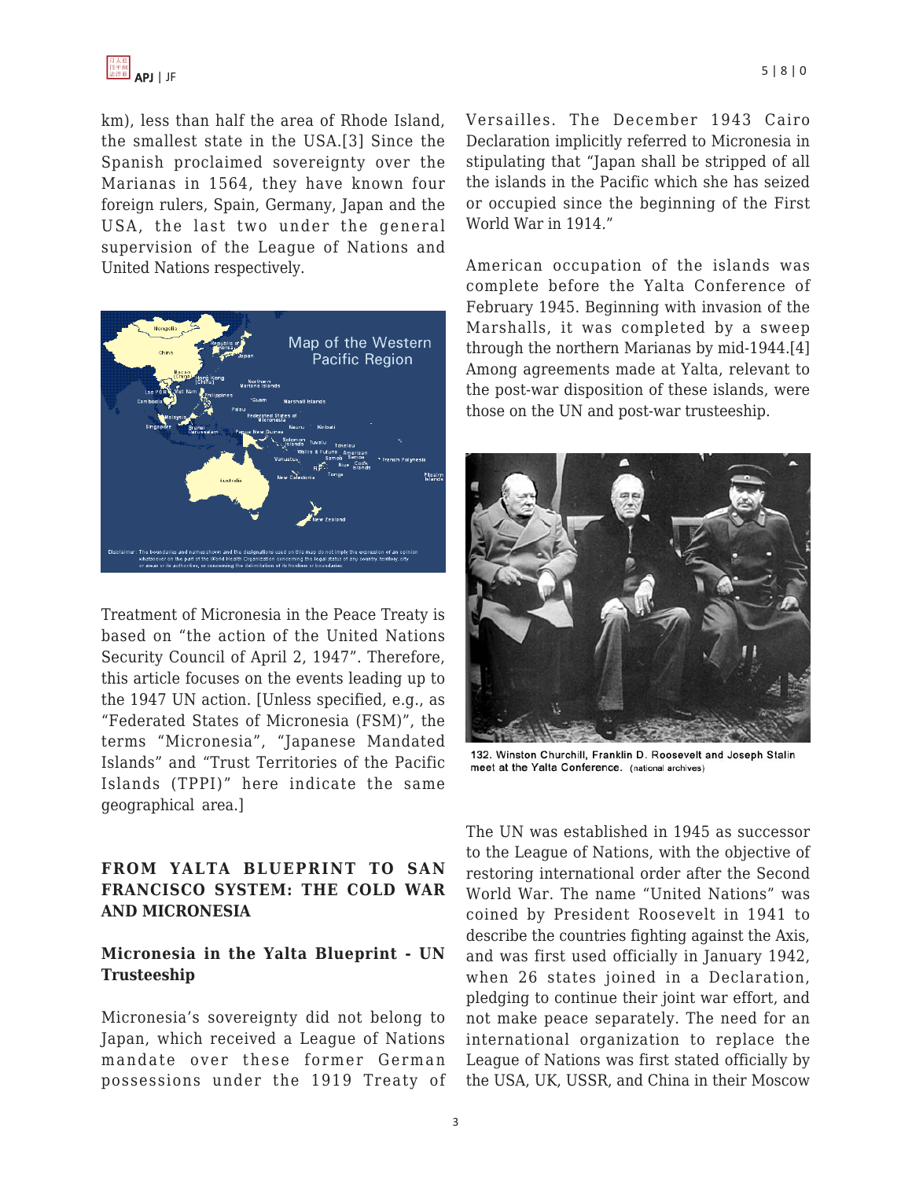km), less than half the area of Rhode Island, the smallest state in the USA.[3] Since the Spanish proclaimed sovereignty over the Marianas in 1564, they have known four foreign rulers, Spain, Germany, Japan and the USA, the last two under the general supervision of the League of Nations and United Nations respectively.

Treatment of Micronesia in the Peace Treaty is based on "the action of the United Nations Security Council of April 2, 1947". Therefore, this article focuses on the events leading up to the 1947 UN action. [Unless specified, e.g., as "Federated States of Micronesia (FSM)", the terms "Micronesia", "Japanese Mandated Islands" and "Trust Territories of the Pacific Islands (TPPI)" here indicate the same geographical area.]

## FROM YALTA BLUEPRINT TO SAN FRANCISCO SYSTEM: THE COLD WAR AND MICRONESIA

### Micronesia in the Yalta Blueprint - UN Trusteeship

Micronesia's sovereignty did not belong to Japan, which received a League of Nations mandate over these former German possessions under the 1919 Treaty of Versailles. The December 1943 Cairo Declaration implicitly referred to Micronesia in stipulating that "Japan shall be stripped of all the islands in the Pacific which she has seized or occupied since the beginning of the First World War in 1914."

American occupation of the islands was complete before the Yalta Conference of February 1945. Beginning with invasion of the Marshalls, it was completed by a sweep through the northern Marianas by mid-1944.[4] Among agreements made at Yalta, relevant to the post-war disposition of these islands, were those on the UN and post-war trusteeship.

132. Winston Churchill, Franklin D. Roosevelt and Joseph Stalin meet at the Yalta Conference. (national archives)

The UN was established in 1945 as successor to the League of Nations, with the objective of restoring international order after the Second World War. The name "United Nations" was coined by President Roosevelt in 1941 to describe the countries fighting against the Axis, and was first used officially in January 1942, when 26 states joined in a Declaration, pledging to continue their joint war effort, and not make peace separately. The need for an international organization to replace the League of Nations was first stated officially by the USA, UK, USSR, and China in their Moscow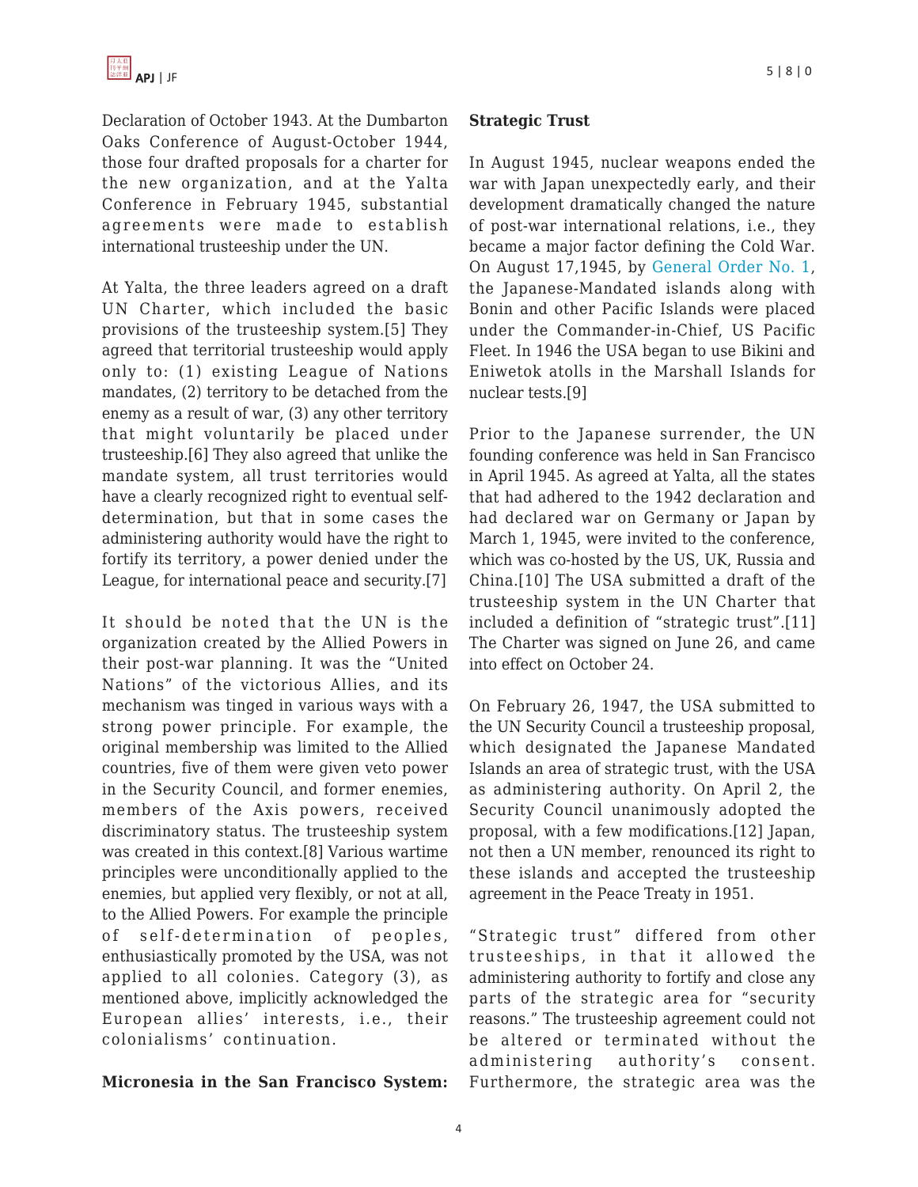Declaration of October 1943. At the Dumbarton Oaks Conference of August-October 1944, those four drafted proposals for a charter for the new organization, and at the Yalta Conference in February 1945, substantial agreements were made to establish international trusteeship under the UN.

At Yalta, the three leaders agreed on a draft UN Charter, which included the basic provisions of the trusteeship system.[5] They agreed that territorial trusteeship would apply only to: (1) existing League of Nations mandates, (2) territory to be detached from the enemy as a result of war, (3) any other territory that might voluntarily be placed under trusteeship.[6] They also agreed that unlike the mandate system, all trust territories would have a clearly recognized right to eventual self-determination, but that in some cases the administering authority would have the right to fortify its territory, a power denied under the League, for international peace and security.[7]

It should be noted that the UN is the organization created by the Allied Powers in their post-war planning. It was the "United Nations" of the victorious Allies, and its mechanism was tinged in various ways with a strong power principle. For example, the original membership was limited to the Allied countries, five of them were given veto power in the Security Council, and former enemies, members of the Axis powers, received discriminatory status. The trusteeship system was created in this context.[8] Various wartime principles were unconditionally applied to the enemies, but applied very flexibly, or not at all, to the Allied Powers. For example the principle of self-determination of peoples, enthusiastically promoted by the USA, was not applied to all colonies. Category (3), as mentioned above, implicitly acknowledged the European allies' interests, i.e., their colonialisms' continuation.

## Micronesia in the San Francisco System: Strategic Trust

In August 1945, nuclear weapons ended the war with Japan unexpectedly early, and their development dramatically changed the nature of post-war international relations, i.e., they became a major factor defining the Cold War. On August 17,1945, by General Order No. 1, the Japanese-Mandated islands along with Bonin and other Pacific Islands were placed under the Commander-in-Chief, US Pacific Fleet. In 1946 the USA began to use Bikini and Eniwetok atolls in the Marshall Islands for nuclear tests.[9]

Prior to the Japanese surrender, the UN founding conference was held in San Francisco in April 1945. As agreed at Yalta, all the states that had adhered to the 1942 declaration and had declared war on Germany or Japan by March 1, 1945, were invited to the conference, which was co-hosted by the US, UK, Russia and China.[10] The USA submitted a draft of the trusteeship system in the UN Charter that included a definition of "strategic trust".[11] The Charter was signed on June 26, and came into effect on October 24.

On February 26, 1947, the USA submitted to the UN Security Council a trusteeship proposal, which designated the Japanese Mandated Islands an area of strategic trust, with the USA as administering authority. On April 2, the Security Council unanimously adopted the proposal, with a few modifications.[12] Japan, not then a UN member, renounced its right to these islands and accepted the trusteeship agreement in the Peace Treaty in 1951.

"Strategic trust" differed from other trusteeships, in that it allowed the administering authority to fortify and close any parts of the strategic area for "security reasons." The trusteeship agreement could not be altered or terminated without the administering authority's consent. Furthermore, the strategic area was the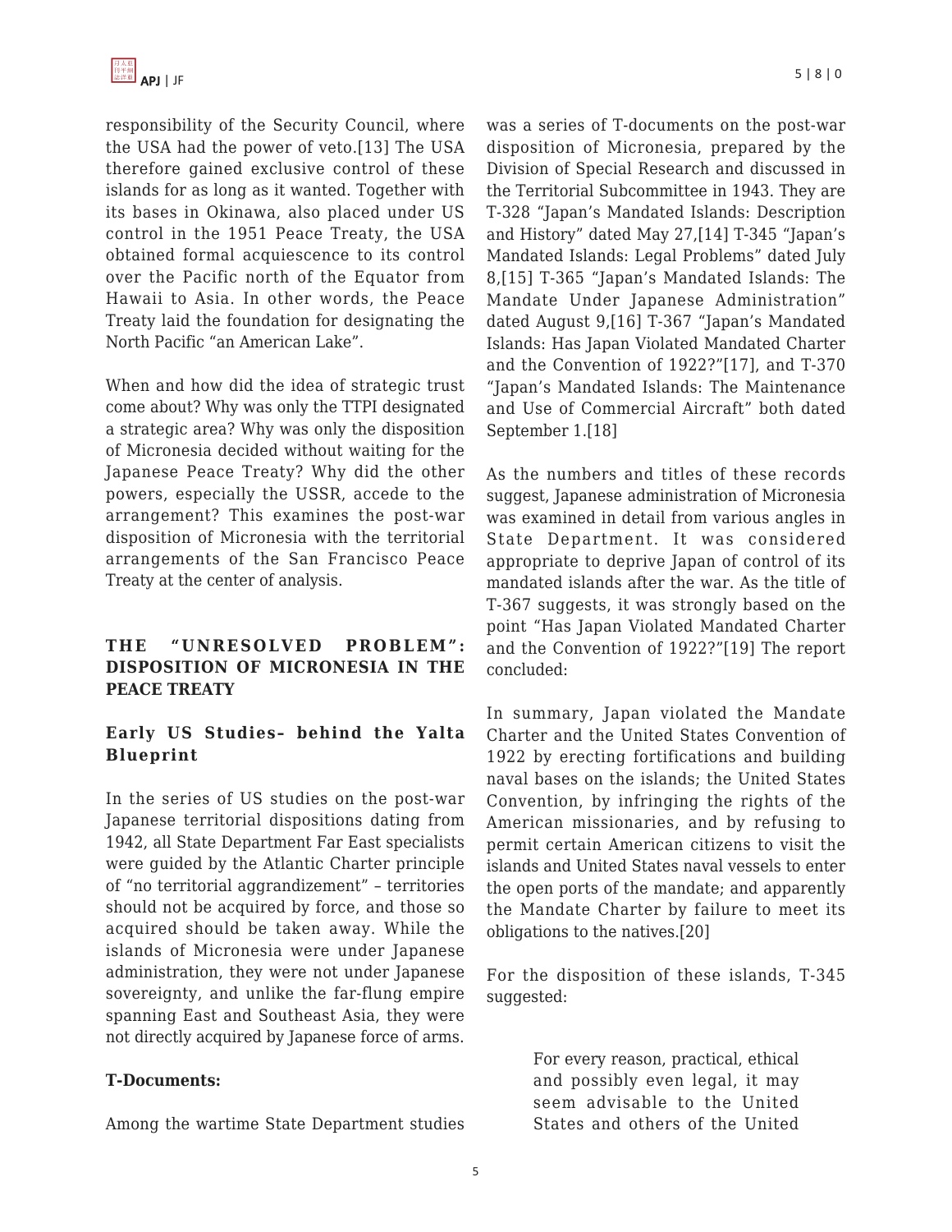responsibility of the Security Council, where the USA had the power of veto.[13] The USA therefore gained exclusive control of these islands for as long as it wanted. Together with its bases in Okinawa, also placed under US control in the 1951 Peace Treaty, the USA obtained formal acquiescence to its control over the Pacific north of the Equator from Hawaii to Asia. In other words, the Peace Treaty laid the foundation for designating the North Pacific "an American Lake".

When and how did the idea of strategic trust come about? Why was only the TTPI designated a strategic area? Why was only the disposition of Micronesia decided without waiting for the Japanese Peace Treaty? Why did the other powers, especially the USSR, accede to the arrangement? This examines the post-war disposition of Micronesia with the territorial arrangements of the San Francisco Peace Treaty at the center of analysis.

## THE "UNRESOLVED PROBLEM": DISPOSITION OF MICRONESIA IN THE PEACE TREATY

### Early US Studies– behind the Yalta Blueprint

In the series of US studies on the post-war Japanese territorial dispositions dating from 1942, all State Department Far East specialists were guided by the Atlantic Charter principle of "no territorial aggrandizement" – territories should not be acquired by force, and those so acquired should be taken away. While the islands of Micronesia were under Japanese administration, they were not under Japanese sovereignty, and unlike the far-flung empire spanning East and Southeast Asia, they were not directly acquired by Japanese force of arms.

**T-Documents:**

Among the wartime State Department studies was a series of T-documents on the post-war disposition of Micronesia, prepared by the Division of Special Research and discussed in the Territorial Subcommittee in 1943. They are T-328 "Japan's Mandated Islands: Description and History" dated May 27,[14] T-345 "Japan's Mandated Islands: Legal Problems" dated July 8,[15] T-365 "Japan's Mandated Islands: The Mandate Under Japanese Administration" dated August 9,[16] T-367 "Japan's Mandated Islands: Has Japan Violated Mandated Charter and the Convention of 1922?"[17], and T-370 "Japan's Mandated Islands: The Maintenance and Use of Commercial Aircraft" both dated September 1.[18]

As the numbers and titles of these records suggest, Japanese administration of Micronesia was examined in detail from various angles in State Department. It was considered appropriate to deprive Japan of control of its mandated islands after the war. As the title of T-367 suggests, it was strongly based on the point "Has Japan Violated Mandated Charter and the Convention of 1922?"[19] The report concluded:

In summary, Japan violated the Mandate Charter and the United States Convention of 1922 by erecting fortifications and building naval bases on the islands; the United States Convention, by infringing the rights of the American missionaries, and by refusing to permit certain American citizens to visit the islands and United States naval vessels to enter the open ports of the mandate; and apparently the Mandate Charter by failure to meet its obligations to the natives.[20]

For the disposition of these islands, T-345 suggested:

> For every reason, practical, ethical and possibly even legal, it may seem advisable to the United States and others of the United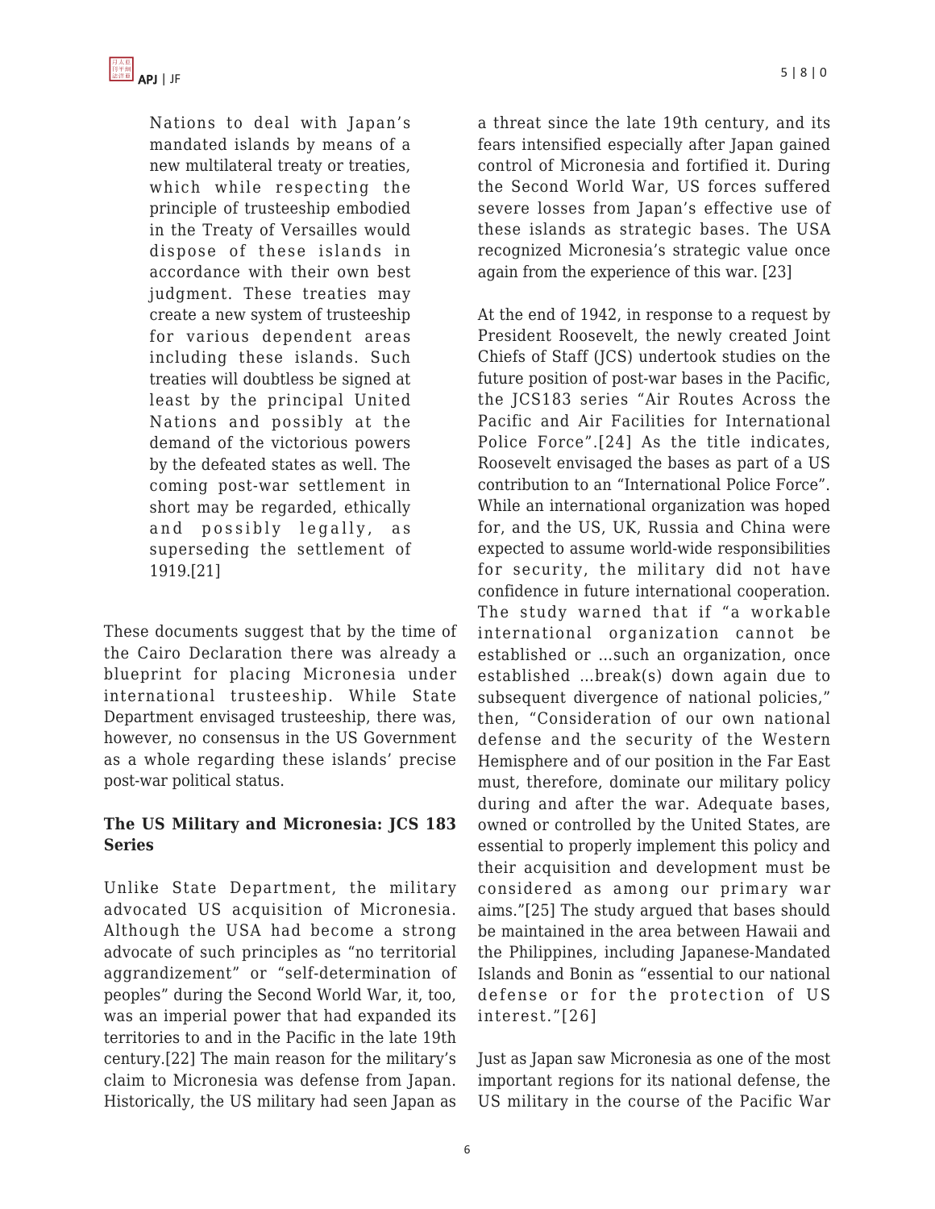> Nations to deal with Japan's mandated islands by means of a new multilateral treaty or treaties, which while respecting the principle of trusteeship embodied in the Treaty of Versailles would dispose of these islands in accordance with their own best judgment. These treaties may create a new system of trusteeship for various dependent areas including these islands. Such treaties will doubtless be signed at least by the principal United Nations and possibly at the demand of the victorious powers by the defeated states as well. The coming post-war settlement in short may be regarded, ethically and possibly legally, as superseding the settlement of 1919.[21]

These documents suggest that by the time of the Cairo Declaration there was already a blueprint for placing Micronesia under international trusteeship. While State Department envisaged trusteeship, there was, however, no consensus in the US Government as a whole regarding these islands' precise post-war political status.

### The US Military and Micronesia: JCS 183 Series

Unlike State Department, the military advocated US acquisition of Micronesia. Although the USA had become a strong advocate of such principles as "no territorial aggrandizement" or "self-determination of peoples" during the Second World War, it, too, was an imperial power that had expanded its territories to and in the Pacific in the late 19th century.[22] The main reason for the military's claim to Micronesia was defense from Japan. Historically, the US military had seen Japan as a threat since the late 19th century, and its fears intensified especially after Japan gained control of Micronesia and fortified it. During the Second World War, US forces suffered severe losses from Japan's effective use of these islands as strategic bases. The USA recognized Micronesia's strategic value once again from the experience of this war. [23]

At the end of 1942, in response to a request by President Roosevelt, the newly created Joint Chiefs of Staff (JCS) undertook studies on the future position of post-war bases in the Pacific, the JCS183 series "Air Routes Across the Pacific and Air Facilities for International Police Force".[24] As the title indicates, Roosevelt envisaged the bases as part of a US contribution to an "International Police Force". While an international organization was hoped for, and the US, UK, Russia and China were expected to assume world-wide responsibilities for security, the military did not have confidence in future international cooperation. The study warned that if "a workable international organization cannot be established or …such an organization, once established …break(s) down again due to subsequent divergence of national policies," then, "Consideration of our own national defense and the security of the Western Hemisphere and of our position in the Far East must, therefore, dominate our military policy during and after the war. Adequate bases, owned or controlled by the United States, are essential to properly implement this policy and their acquisition and development must be considered as among our primary war aims."[25] The study argued that bases should be maintained in the area between Hawaii and the Philippines, including Japanese-Mandated Islands and Bonin as "essential to our national defense or for the protection of US interest."[26]

Just as Japan saw Micronesia as one of the most important regions for its national defense, the US military in the course of the Pacific War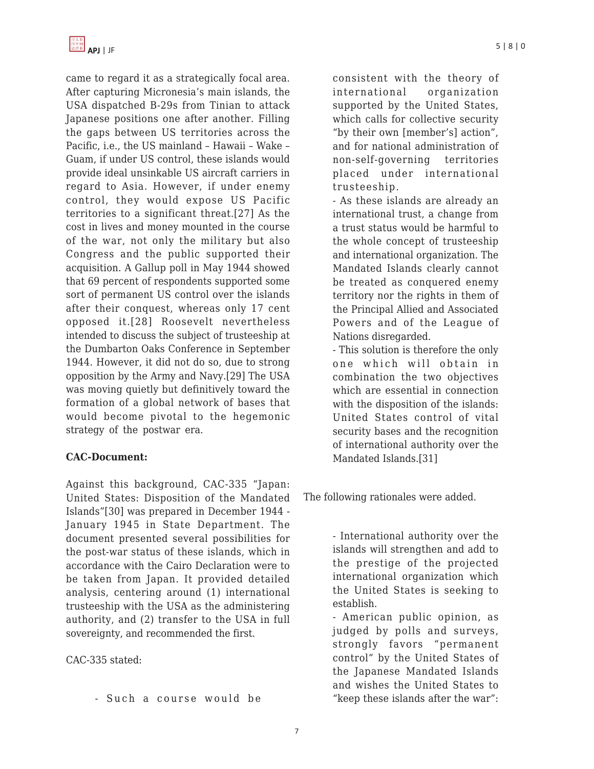came to regard it as a strategically focal area. After capturing Micronesia's main islands, the USA dispatched B-29s from Tinian to attack Japanese positions one after another. Filling the gaps between US territories across the Pacific, i.e., the US mainland – Hawaii – Wake – Guam, if under US control, these islands would provide ideal unsinkable US aircraft carriers in regard to Asia. However, if under enemy control, they would expose US Pacific territories to a significant threat.[27] As the cost in lives and money mounted in the course of the war, not only the military but also Congress and the public supported their acquisition. A Gallup poll in May 1944 showed that 69 percent of respondents supported some sort of permanent US control over the islands after their conquest, whereas only 17 cent opposed it.[28] Roosevelt nevertheless intended to discuss the subject of trusteeship at the Dumbarton Oaks Conference in September 1944. However, it did not do so, due to strong opposition by the Army and Navy.[29] The USA was moving quietly but definitively toward the formation of a global network of bases that would become pivotal to the hegemonic strategy of the postwar era.

**CAC-Document:**

Against this background, CAC-335 "Japan: United States: Disposition of the Mandated Islands"[30] was prepared in December 1944 - January 1945 in State Department. The document presented several possibilities for the post-war status of these islands, which in accordance with the Cairo Declaration were to be taken from Japan. It provided detailed analysis, centering around (1) international trusteeship with the USA as the administering authority, and (2) transfer to the USA in full sovereignty, and recommended the first.

CAC-335 stated:

> - Such a course would be consistent with the theory of international organization supported by the United States, which calls for collective security "by their own [member's] action", and for national administration of non-self-governing territories placed under international trusteeship.
> - As these islands are already an international trust, a change from a trust status would be harmful to the whole concept of trusteeship and international organization. The Mandated Islands clearly cannot be treated as conquered enemy territory nor the rights in them of the Principal Allied and Associated Powers and of the League of Nations disregarded.
> - This solution is therefore the only one which will obtain in combination the two objectives which are essential in connection with the disposition of the islands: United States control of vital security bases and the recognition of international authority over the Mandated Islands.[31]

The following rationales were added.

> - International authority over the islands will strengthen and add to the prestige of the projected international organization which the United States is seeking to establish.
> - American public opinion, as judged by polls and surveys, strongly favors "permanent control" by the United States of the Japanese Mandated Islands and wishes the United States to "keep these islands after the war":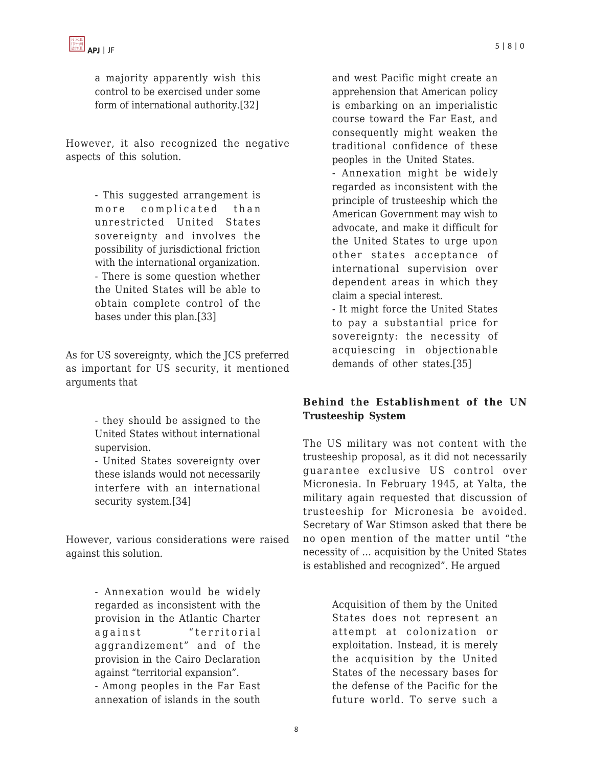> a majority apparently wish this control to be exercised under some form of international authority.[32]

However, it also recognized the negative aspects of this solution.

> - This suggested arrangement is more complicated than unrestricted United States sovereignty and involves the possibility of jurisdictional friction with the international organization.
> - There is some question whether the United States will be able to obtain complete control of the bases under this plan.[33]

As for US sovereignty, which the JCS preferred as important for US security, it mentioned arguments that

> - they should be assigned to the United States without international supervision.
> - United States sovereignty over these islands would not necessarily interfere with an international security system.[34]

However, various considerations were raised against this solution.

> - Annexation would be widely regarded as inconsistent with the provision in the Atlantic Charter against "territorial aggrandizement" and of the provision in the Cairo Declaration against "territorial expansion".
> - Among peoples in the Far East annexation of islands in the south and west Pacific might create an apprehension that American policy is embarking on an imperialistic course toward the Far East, and consequently might weaken the traditional confidence of these peoples in the United States.
> - Annexation might be widely regarded as inconsistent with the principle of trusteeship which the American Government may wish to advocate, and make it difficult for the United States to urge upon other states acceptance of international supervision over dependent areas in which they claim a special interest.
> - It might force the United States to pay a substantial price for sovereignty: the necessity of acquiescing in objectionable demands of other states.[35]

### Behind the Establishment of the UN Trusteeship System

The US military was not content with the trusteeship proposal, as it did not necessarily guarantee exclusive US control over Micronesia. In February 1945, at Yalta, the military again requested that discussion of trusteeship for Micronesia be avoided. Secretary of War Stimson asked that there be no open mention of the matter until "the necessity of ... acquisition by the United States is established and recognized". He argued

> Acquisition of them by the United States does not represent an attempt at colonization or exploitation. Instead, it is merely the acquisition by the United States of the necessary bases for the defense of the Pacific for the future world. To serve such a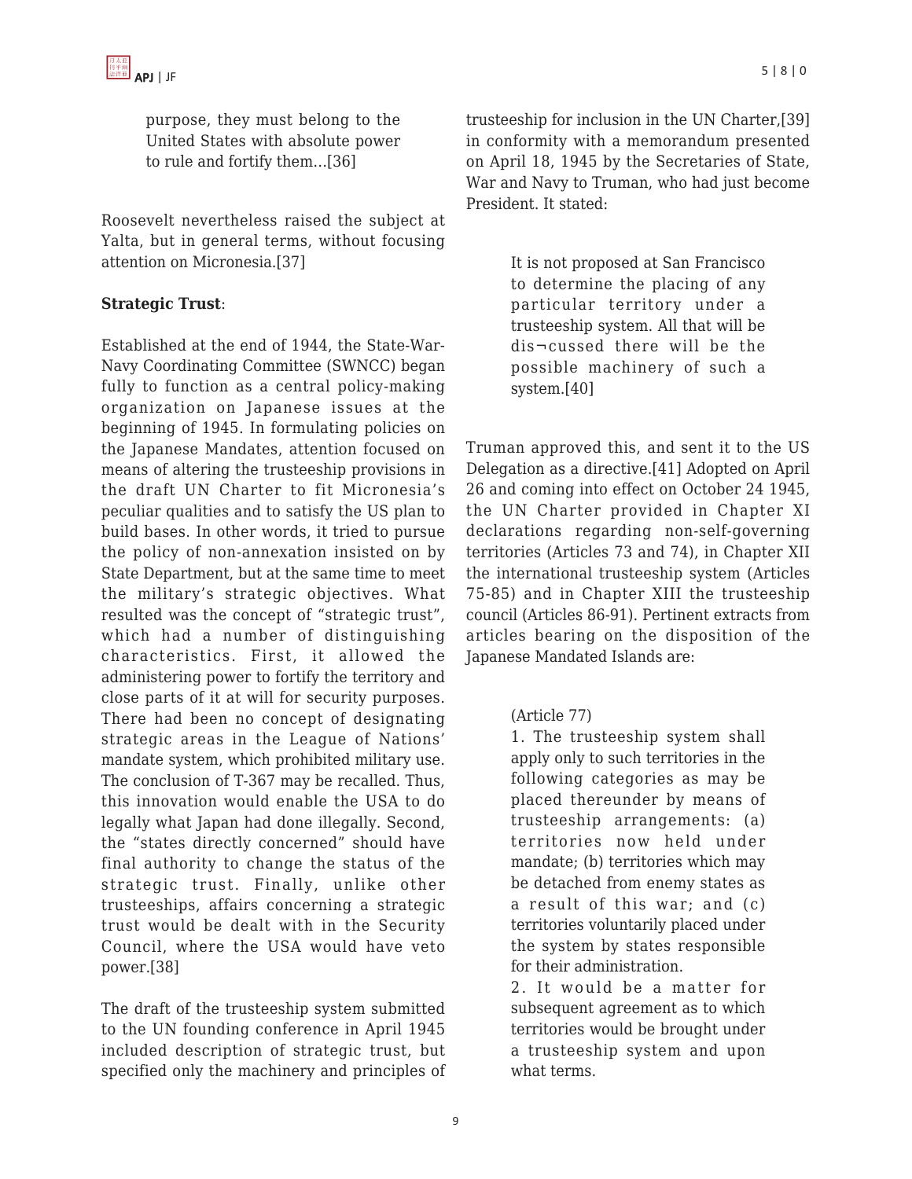> purpose, they must belong to the United States with absolute power to rule and fortify them…[36]

Roosevelt nevertheless raised the subject at Yalta, but in general terms, without focusing attention on Micronesia.[37]

**Strategic Trust**:

Established at the end of 1944, the State-War-Navy Coordinating Committee (SWNCC) began fully to function as a central policy-making organization on Japanese issues at the beginning of 1945. In formulating policies on the Japanese Mandates, attention focused on means of altering the trusteeship provisions in the draft UN Charter to fit Micronesia's peculiar qualities and to satisfy the US plan to build bases. In other words, it tried to pursue the policy of non-annexation insisted on by State Department, but at the same time to meet the military's strategic objectives. What resulted was the concept of "strategic trust", which had a number of distinguishing characteristics. First, it allowed the administering power to fortify the territory and close parts of it at will for security purposes. There had been no concept of designating strategic areas in the League of Nations' mandate system, which prohibited military use. The conclusion of T-367 may be recalled. Thus, this innovation would enable the USA to do legally what Japan had done illegally. Second, the "states directly concerned" should have final authority to change the status of the strategic trust. Finally, unlike other trusteeships, affairs concerning a strategic trust would be dealt with in the Security Council, where the USA would have veto power.[38]

The draft of the trusteeship system submitted to the UN founding conference in April 1945 included description of strategic trust, but specified only the machinery and principles of trusteeship for inclusion in the UN Charter,[39] in conformity with a memorandum presented on April 18, 1945 by the Secretaries of State, War and Navy to Truman, who had just become President. It stated:

> It is not proposed at San Francisco to determine the placing of any particular territory under a trusteeship system. All that will be dis¬cussed there will be the possible machinery of such a system.[40]

Truman approved this, and sent it to the US Delegation as a directive.[41] Adopted on April 26 and coming into effect on October 24 1945, the UN Charter provided in Chapter XI declarations regarding non-self-governing territories (Articles 73 and 74), in Chapter XII the international trusteeship system (Articles 75-85) and in Chapter XIII the trusteeship council (Articles 86-91). Pertinent extracts from articles bearing on the disposition of the Japanese Mandated Islands are:

> (Article 77)
>
> 1. The trusteeship system shall apply only to such territories in the following categories as may be placed thereunder by means of trusteeship arrangements: (a) territories now held under mandate; (b) territories which may be detached from enemy states as a result of this war; and (c) territories voluntarily placed under the system by states responsible for their administration.
> 2. It would be a matter for subsequent agreement as to which territories would be brought under a trusteeship system and upon what terms.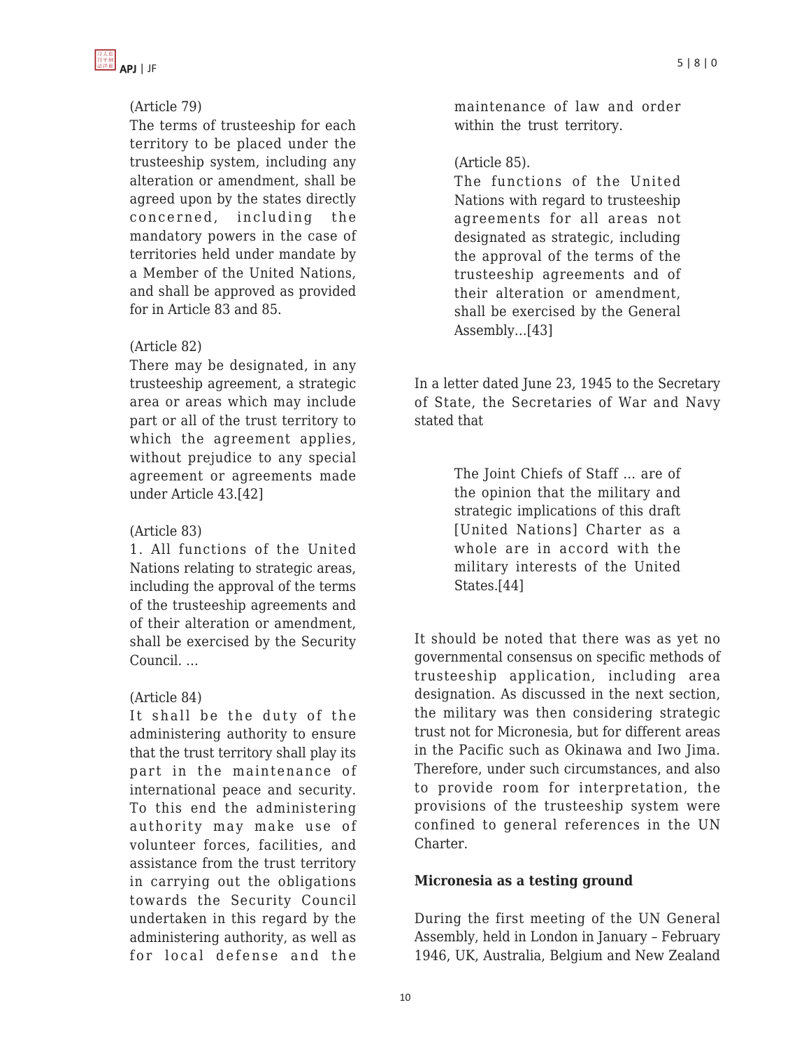(Article 79)

The terms of trusteeship for each territory to be placed under the trusteeship system, including any alteration or amendment, shall be agreed upon by the states directly concerned, including the mandatory powers in the case of territories held under mandate by a Member of the United Nations, and shall be approved as provided for in Article 83 and 85.

(Article 82)

There may be designated, in any trusteeship agreement, a strategic area or areas which may include part or all of the trust territory to which the agreement applies, without prejudice to any special agreement or agreements made under Article 43.[42]

(Article 83)

1. All functions of the United Nations relating to strategic areas, including the approval of the terms of the trusteeship agreements and of their alteration or amendment, shall be exercised by the Security Council. …

(Article 84)

It shall be the duty of the administering authority to ensure that the trust territory shall play its part in the maintenance of international peace and security. To this end the administering authority may make use of volunteer forces, facilities, and assistance from the trust territory in carrying out the obligations towards the Security Council undertaken in this regard by the administering authority, as well as for local defense and the maintenance of law and order within the trust territory.

(Article 85).

The functions of the United Nations with regard to trusteeship agreements for all areas not designated as strategic, including the approval of the terms of the trusteeship agreements and of their alteration or amendment, shall be exercised by the General Assembly…[43]

In a letter dated June 23, 1945 to the Secretary of State, the Secretaries of War and Navy stated that

> The Joint Chiefs of Staff … are of the opinion that the military and strategic implications of this draft [United Nations] Charter as a whole are in accord with the military interests of the United States.[44]

It should be noted that there was as yet no governmental consensus on specific methods of trusteeship application, including area designation. As discussed in the next section, the military was then considering strategic trust not for Micronesia, but for different areas in the Pacific such as Okinawa and Iwo Jima. Therefore, under such circumstances, and also to provide room for interpretation, the provisions of the trusteeship system were confined to general references in the UN Charter.

**Micronesia as a testing ground**

During the first meeting of the UN General Assembly, held in London in January – February 1946, UK, Australia, Belgium and New Zealand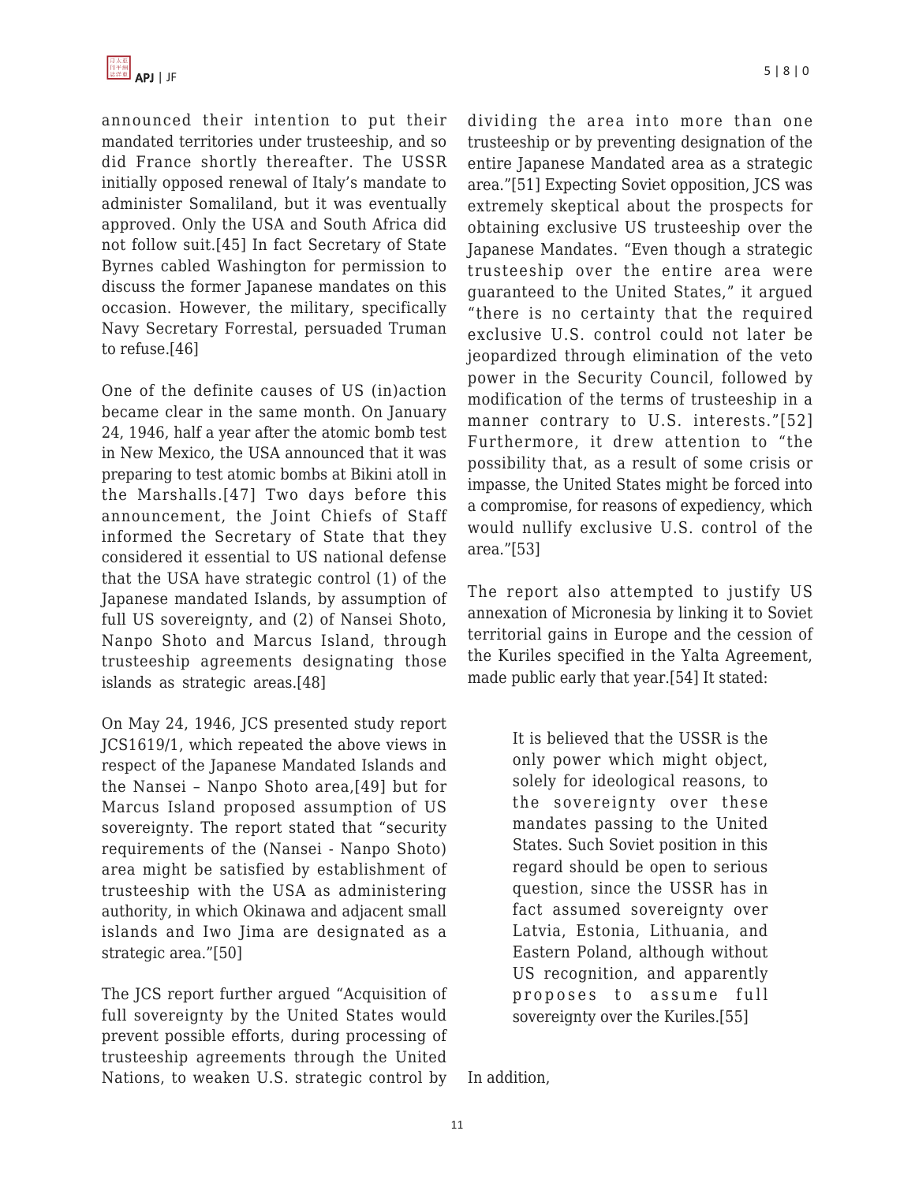announced their intention to put their mandated territories under trusteeship, and so did France shortly thereafter. The USSR initially opposed renewal of Italy's mandate to administer Somaliland, but it was eventually approved. Only the USA and South Africa did not follow suit.[45] In fact Secretary of State Byrnes cabled Washington for permission to discuss the former Japanese mandates on this occasion. However, the military, specifically Navy Secretary Forrestal, persuaded Truman to refuse.[46]

One of the definite causes of US (in)action became clear in the same month. On January 24, 1946, half a year after the atomic bomb test in New Mexico, the USA announced that it was preparing to test atomic bombs at Bikini atoll in the Marshalls.[47] Two days before this announcement, the Joint Chiefs of Staff informed the Secretary of State that they considered it essential to US national defense that the USA have strategic control (1) of the Japanese mandated Islands, by assumption of full US sovereignty, and (2) of Nansei Shoto, Nanpo Shoto and Marcus Island, through trusteeship agreements designating those islands as strategic areas.[48]

On May 24, 1946, JCS presented study report JCS1619/1, which repeated the above views in respect of the Japanese Mandated Islands and the Nansei – Nanpo Shoto area,[49] but for Marcus Island proposed assumption of US sovereignty. The report stated that "security requirements of the (Nansei - Nanpo Shoto) area might be satisfied by establishment of trusteeship with the USA as administering authority, in which Okinawa and adjacent small islands and Iwo Jima are designated as a strategic area."[50]

The JCS report further argued "Acquisition of full sovereignty by the United States would prevent possible efforts, during processing of trusteeship agreements through the United Nations, to weaken U.S. strategic control by dividing the area into more than one trusteeship or by preventing designation of the entire Japanese Mandated area as a strategic area."[51] Expecting Soviet opposition, JCS was extremely skeptical about the prospects for obtaining exclusive US trusteeship over the Japanese Mandates. "Even though a strategic trusteeship over the entire area were guaranteed to the United States," it argued "there is no certainty that the required exclusive U.S. control could not later be jeopardized through elimination of the veto power in the Security Council, followed by modification of the terms of trusteeship in a manner contrary to U.S. interests."[52] Furthermore, it drew attention to "the possibility that, as a result of some crisis or impasse, the United States might be forced into a compromise, for reasons of expediency, which would nullify exclusive U.S. control of the area."[53]

The report also attempted to justify US annexation of Micronesia by linking it to Soviet territorial gains in Europe and the cession of the Kuriles specified in the Yalta Agreement, made public early that year.[54] It stated:

> It is believed that the USSR is the only power which might object, solely for ideological reasons, to the sovereignty over these mandates passing to the United States. Such Soviet position in this regard should be open to serious question, since the USSR has in fact assumed sovereignty over Latvia, Estonia, Lithuania, and Eastern Poland, although without US recognition, and apparently proposes to assume full sovereignty over the Kuriles.[55]

In addition,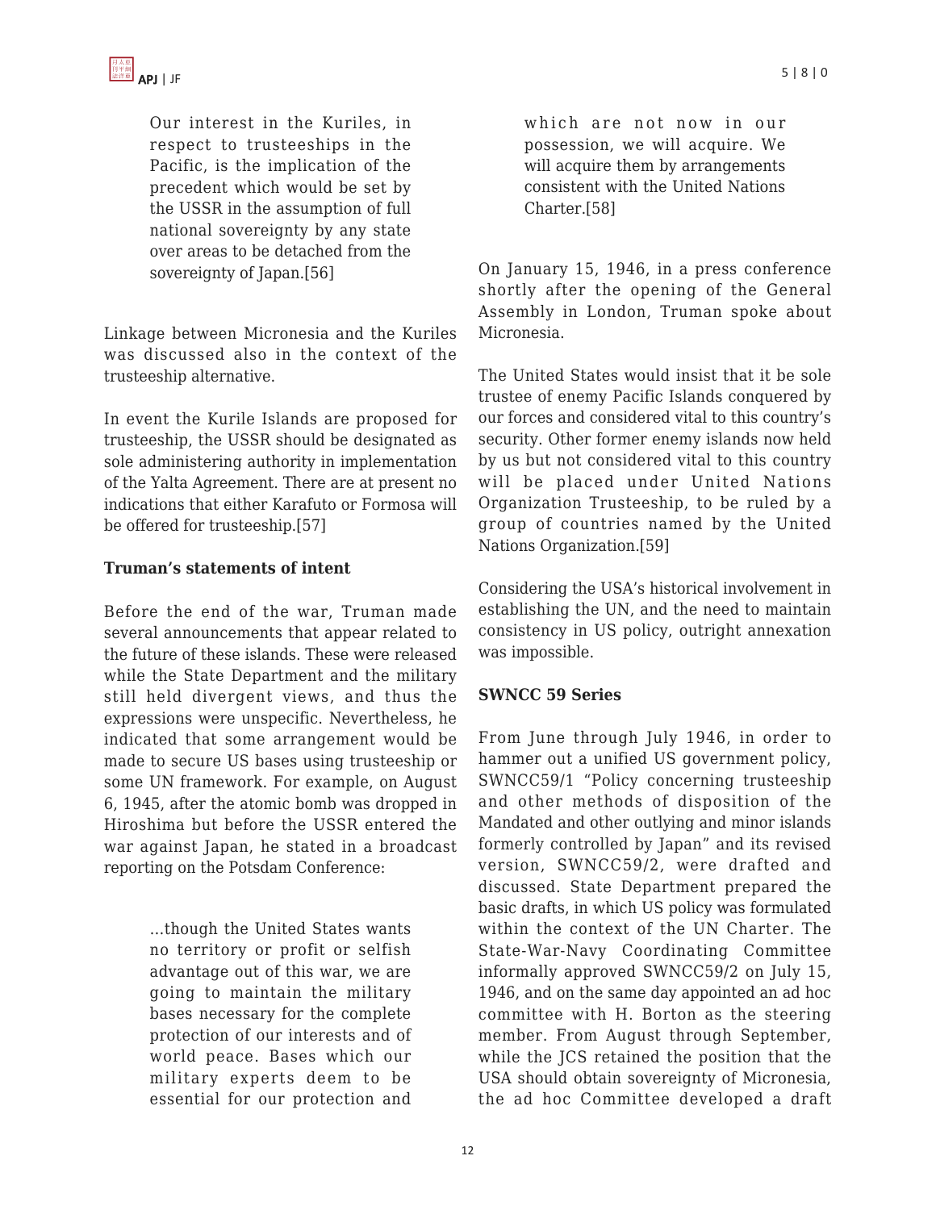> Our interest in the Kuriles, in respect to trusteeships in the Pacific, is the implication of the precedent which would be set by the USSR in the assumption of full national sovereignty by any state over areas to be detached from the sovereignty of Japan.[56]

Linkage between Micronesia and the Kuriles was discussed also in the context of the trusteeship alternative.

In event the Kurile Islands are proposed for trusteeship, the USSR should be designated as sole administering authority in implementation of the Yalta Agreement. There are at present no indications that either Karafuto or Formosa will be offered for trusteeship.[57]

**Truman's statements of intent**

Before the end of the war, Truman made several announcements that appear related to the future of these islands. These were released while the State Department and the military still held divergent views, and thus the expressions were unspecific. Nevertheless, he indicated that some arrangement would be made to secure US bases using trusteeship or some UN framework. For example, on August 6, 1945, after the atomic bomb was dropped in Hiroshima but before the USSR entered the war against Japan, he stated in a broadcast reporting on the Potsdam Conference:

> ...though the United States wants no territory or profit or selfish advantage out of this war, we are going to maintain the military bases necessary for the complete protection of our interests and of world peace. Bases which our military experts deem to be essential for our protection and which are not now in our possession, we will acquire. We will acquire them by arrangements consistent with the United Nations Charter.[58]

On January 15, 1946, in a press conference shortly after the opening of the General Assembly in London, Truman spoke about Micronesia.

The United States would insist that it be sole trustee of enemy Pacific Islands conquered by our forces and considered vital to this country's security. Other former enemy islands now held by us but not considered vital to this country will be placed under United Nations Organization Trusteeship, to be ruled by a group of countries named by the United Nations Organization.[59]

Considering the USA's historical involvement in establishing the UN, and the need to maintain consistency in US policy, outright annexation was impossible.

**SWNCC 59 Series**

From June through July 1946, in order to hammer out a unified US government policy, SWNCC59/1 "Policy concerning trusteeship and other methods of disposition of the Mandated and other outlying and minor islands formerly controlled by Japan" and its revised version, SWNCC59/2, were drafted and discussed. State Department prepared the basic drafts, in which US policy was formulated within the context of the UN Charter. The State-War-Navy Coordinating Committee informally approved SWNCC59/2 on July 15, 1946, and on the same day appointed an ad hoc committee with H. Borton as the steering member. From August through September, while the JCS retained the position that the USA should obtain sovereignty of Micronesia, the ad hoc Committee developed a draft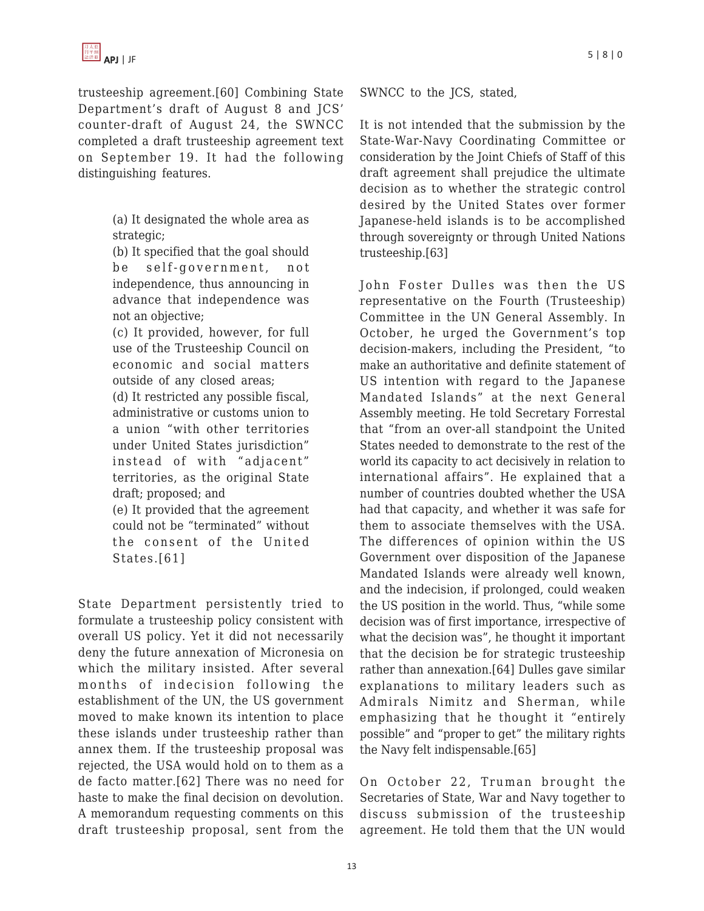trusteeship agreement.[60] Combining State Department's draft of August 8 and JCS' counter-draft of August 24, the SWNCC completed a draft trusteeship agreement text on September 19. It had the following distinguishing features.

> (a) It designated the whole area as strategic;
> (b) It specified that the goal should be self-government, not independence, thus announcing in advance that independence was not an objective;
> (c) It provided, however, for full use of the Trusteeship Council on economic and social matters outside of any closed areas;
> (d) It restricted any possible fiscal, administrative or customs union to a union "with other territories under United States jurisdiction" instead of with "adjacent" territories, as the original State draft; proposed; and
> (e) It provided that the agreement could not be "terminated" without the consent of the United States.[61]

State Department persistently tried to formulate a trusteeship policy consistent with overall US policy. Yet it did not necessarily deny the future annexation of Micronesia on which the military insisted. After several months of indecision following the establishment of the UN, the US government moved to make known its intention to place these islands under trusteeship rather than annex them. If the trusteeship proposal was rejected, the USA would hold on to them as a de facto matter.[62] There was no need for haste to make the final decision on devolution. A memorandum requesting comments on this draft trusteeship proposal, sent from the SWNCC to the JCS, stated,

> It is not intended that the submission by the State-War-Navy Coordinating Committee or consideration by the Joint Chiefs of Staff of this draft agreement shall prejudice the ultimate decision as to whether the strategic control desired by the United States over former Japanese-held islands is to be accomplished through sovereignty or through United Nations trusteeship.[63]

John Foster Dulles was then the US representative on the Fourth (Trusteeship) Committee in the UN General Assembly. In October, he urged the Government's top decision-makers, including the President, "to make an authoritative and definite statement of US intention with regard to the Japanese Mandated Islands" at the next General Assembly meeting. He told Secretary Forrestal that "from an over-all standpoint the United States needed to demonstrate to the rest of the world its capacity to act decisively in relation to international affairs". He explained that a number of countries doubted whether the USA had that capacity, and whether it was safe for them to associate themselves with the USA. The differences of opinion within the US Government over disposition of the Japanese Mandated Islands were already well known, and the indecision, if prolonged, could weaken the US position in the world. Thus, "while some decision was of first importance, irrespective of what the decision was", he thought it important that the decision be for strategic trusteeship rather than annexation.[64] Dulles gave similar explanations to military leaders such as Admirals Nimitz and Sherman, while emphasizing that he thought it "entirely possible" and "proper to get" the military rights the Navy felt indispensable.[65]

On October 22, Truman brought the Secretaries of State, War and Navy together to discuss submission of the trusteeship agreement. He told them that the UN would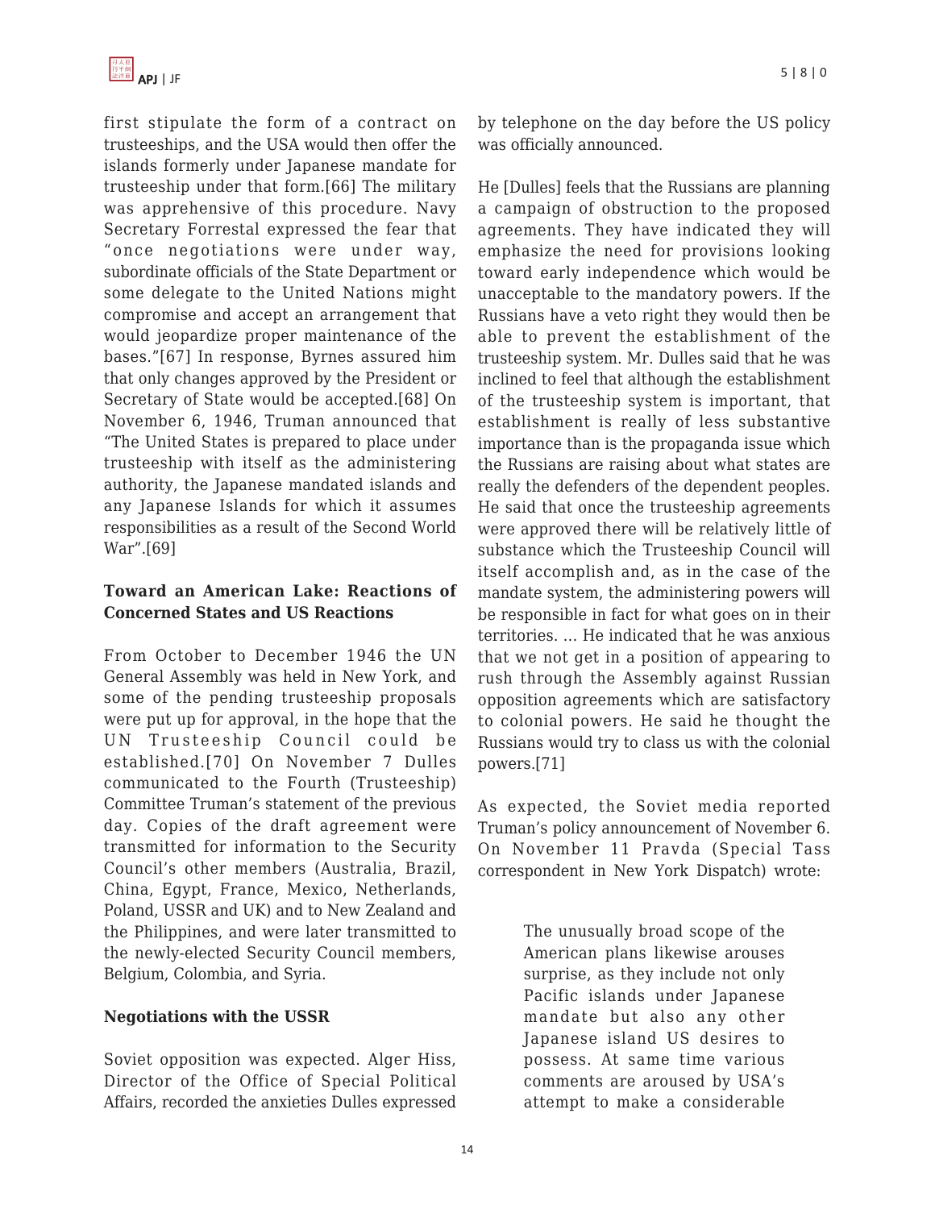first stipulate the form of a contract on trusteeships, and the USA would then offer the islands formerly under Japanese mandate for trusteeship under that form.[66] The military was apprehensive of this procedure. Navy Secretary Forrestal expressed the fear that "once negotiations were under way, subordinate officials of the State Department or some delegate to the United Nations might compromise and accept an arrangement that would jeopardize proper maintenance of the bases."[67] In response, Byrnes assured him that only changes approved by the President or Secretary of State would be accepted.[68] On November 6, 1946, Truman announced that "The United States is prepared to place under trusteeship with itself as the administering authority, the Japanese mandated islands and any Japanese Islands for which it assumes responsibilities as a result of the Second World War".[69]

### Toward an American Lake: Reactions of Concerned States and US Reactions

From October to December 1946 the UN General Assembly was held in New York, and some of the pending trusteeship proposals were put up for approval, in the hope that the UN Trusteeship Council could be established.[70] On November 7 Dulles communicated to the Fourth (Trusteeship) Committee Truman's statement of the previous day. Copies of the draft agreement were transmitted for information to the Security Council's other members (Australia, Brazil, China, Egypt, France, Mexico, Netherlands, Poland, USSR and UK) and to New Zealand and the Philippines, and were later transmitted to the newly-elected Security Council members, Belgium, Colombia, and Syria.

### Negotiations with the USSR

Soviet opposition was expected. Alger Hiss, Director of the Office of Special Political Affairs, recorded the anxieties Dulles expressed by telephone on the day before the US policy was officially announced.

He [Dulles] feels that the Russians are planning a campaign of obstruction to the proposed agreements. They have indicated they will emphasize the need for provisions looking toward early independence which would be unacceptable to the mandatory powers. If the Russians have a veto right they would then be able to prevent the establishment of the trusteeship system. Mr. Dulles said that he was inclined to feel that although the establishment of the trusteeship system is important, that establishment is really of less substantive importance than is the propaganda issue which the Russians are raising about what states are really the defenders of the dependent peoples. He said that once the trusteeship agreements were approved there will be relatively little of substance which the Trusteeship Council will itself accomplish and, as in the case of the mandate system, the administering powers will be responsible in fact for what goes on in their territories. ... He indicated that he was anxious that we not get in a position of appearing to rush through the Assembly against Russian opposition agreements which are satisfactory to colonial powers. He said he thought the Russians would try to class us with the colonial powers.[71]

As expected, the Soviet media reported Truman's policy announcement of November 6. On November 11 Pravda (Special Tass correspondent in New York Dispatch) wrote:

> The unusually broad scope of the American plans likewise arouses surprise, as they include not only Pacific islands under Japanese mandate but also any other Japanese island US desires to possess. At same time various comments are aroused by USA's attempt to make a considerable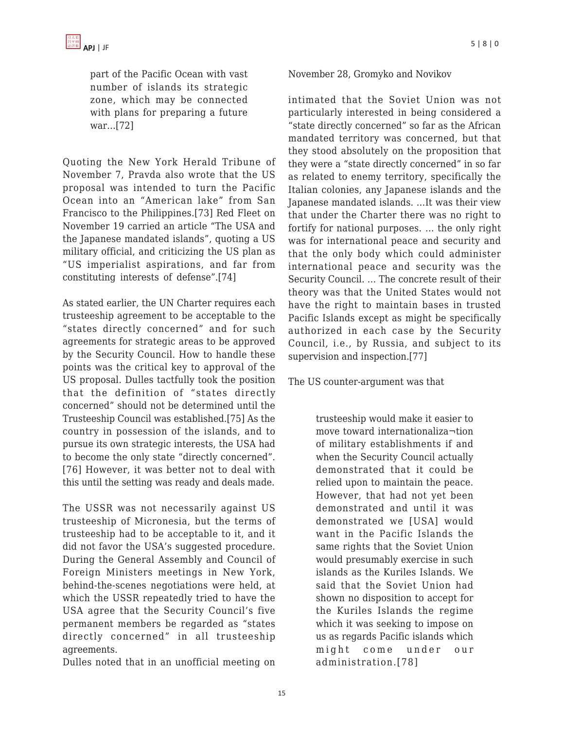> part of the Pacific Ocean with vast number of islands its strategic zone, which may be connected with plans for preparing a future war…[72]

Quoting the New York Herald Tribune of November 7, Pravda also wrote that the US proposal was intended to turn the Pacific Ocean into an "American lake" from San Francisco to the Philippines.[73] Red Fleet on November 19 carried an article "The USA and the Japanese mandated islands", quoting a US military official, and criticizing the US plan as "US imperialist aspirations, and far from constituting interests of defense".[74]

As stated earlier, the UN Charter requires each trusteeship agreement to be acceptable to the "states directly concerned" and for such agreements for strategic areas to be approved by the Security Council. How to handle these points was the critical key to approval of the US proposal. Dulles tactfully took the position that the definition of "states directly concerned" should not be determined until the Trusteeship Council was established.[75] As the country in possession of the islands, and to pursue its own strategic interests, the USA had to become the only state "directly concerned".[76] However, it was better not to deal with this until the setting was ready and deals made.

The USSR was not necessarily against US trusteeship of Micronesia, but the terms of trusteeship had to be acceptable to it, and it did not favor the USA's suggested procedure. During the General Assembly and Council of Foreign Ministers meetings in New York, behind-the-scenes negotiations were held, at which the USSR repeatedly tried to have the USA agree that the Security Council's five permanent members be regarded as "states directly concerned" in all trusteeship agreements.

Dulles noted that in an unofficial meeting on November 28, Gromyko and Novikov

intimated that the Soviet Union was not particularly interested in being considered a "state directly concerned" so far as the African mandated territory was concerned, but that they stood absolutely on the proposition that they were a "state directly concerned" in so far as related to enemy territory, specifically the Italian colonies, any Japanese islands and the Japanese mandated islands. …It was their view that under the Charter there was no right to fortify for national purposes. … the only right was for international peace and security and that the only body which could administer international peace and security was the Security Council. … The concrete result of their theory was that the United States would not have the right to maintain bases in trusted Pacific Islands except as might be specifically authorized in each case by the Security Council, i.e., by Russia, and subject to its supervision and inspection.[77]

The US counter-argument was that

> trusteeship would make it easier to move toward internationaliza¬tion of military establishments if and when the Security Council actually demonstrated that it could be relied upon to maintain the peace. However, that had not yet been demonstrated and until it was demonstrated we [USA] would want in the Pacific Islands the same rights that the Soviet Union would presumably exercise in such islands as the Kuriles Islands. We said that the Soviet Union had shown no disposition to accept for the Kuriles Islands the regime which it was seeking to impose on us as regards Pacific islands which might come under our administration.[78]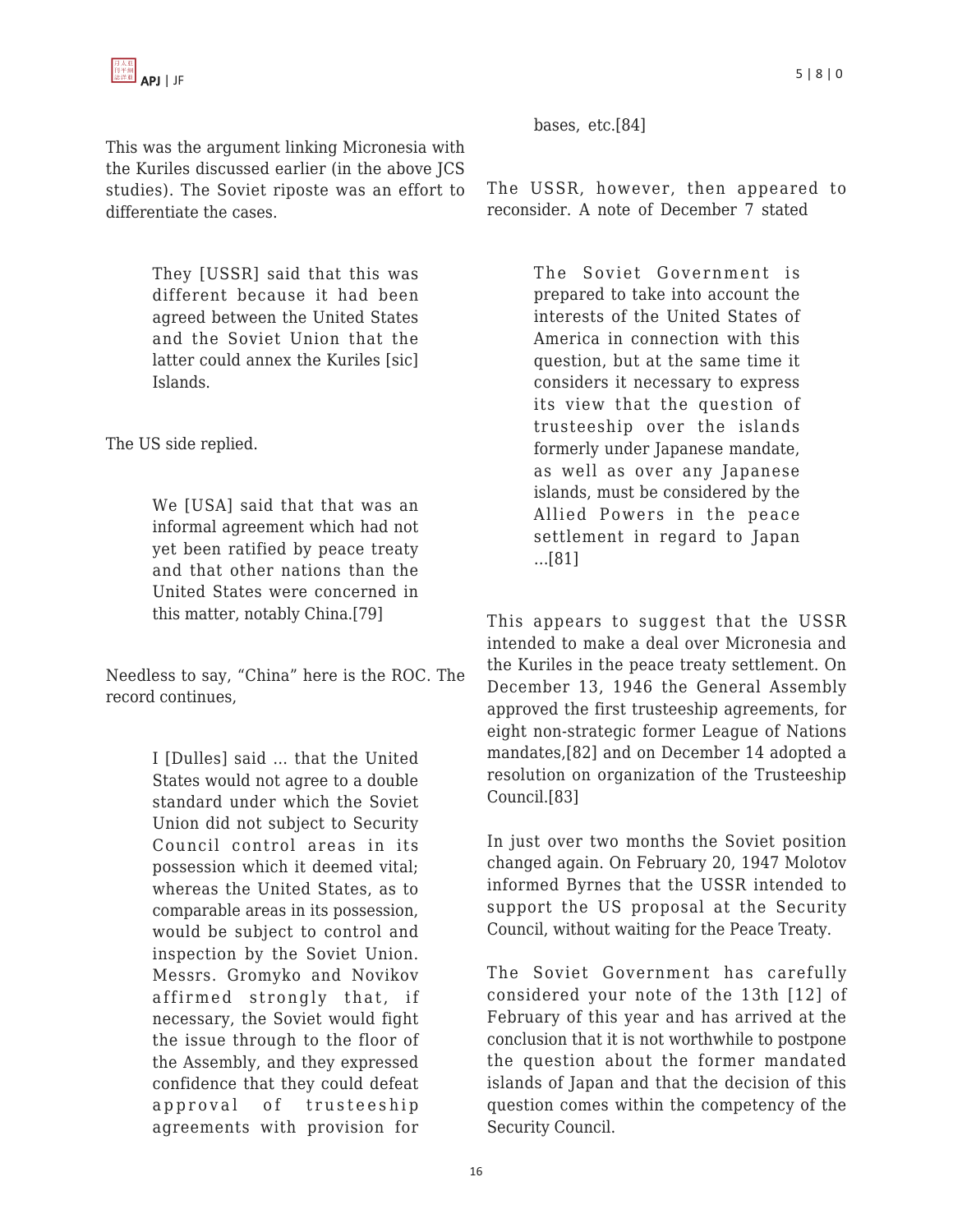This was the argument linking Micronesia with the Kuriles discussed earlier (in the above JCS studies). The Soviet riposte was an effort to differentiate the cases.

> They [USSR] said that this was different because it had been agreed between the United States and the Soviet Union that the latter could annex the Kuriles [sic] Islands.

The US side replied.

> We [USA] said that that was an informal agreement which had not yet been ratified by peace treaty and that other nations than the United States were concerned in this matter, notably China.[79]

Needless to say, "China" here is the ROC. The record continues,

> I [Dulles] said … that the United States would not agree to a double standard under which the Soviet Union did not subject to Security Council control areas in its possession which it deemed vital; whereas the United States, as to comparable areas in its possession, would be subject to control and inspection by the Soviet Union. Messrs. Gromyko and Novikov affirmed strongly that, if necessary, the Soviet would fight the issue through to the floor of the Assembly, and they expressed confidence that they could defeat approval of trusteeship agreements with provision for bases, etc.[84]

The USSR, however, then appeared to reconsider. A note of December 7 stated

> The Soviet Government is prepared to take into account the interests of the United States of America in connection with this question, but at the same time it considers it necessary to express its view that the question of trusteeship over the islands formerly under Japanese mandate, as well as over any Japanese islands, must be considered by the Allied Powers in the peace settlement in regard to Japan …[81]

This appears to suggest that the USSR intended to make a deal over Micronesia and the Kuriles in the peace treaty settlement. On December 13, 1946 the General Assembly approved the first trusteeship agreements, for eight non-strategic former League of Nations mandates,[82] and on December 14 adopted a resolution on organization of the Trusteeship Council.[83]

In just over two months the Soviet position changed again. On February 20, 1947 Molotov informed Byrnes that the USSR intended to support the US proposal at the Security Council, without waiting for the Peace Treaty.

The Soviet Government has carefully considered your note of the 13th [12] of February of this year and has arrived at the conclusion that it is not worthwhile to postpone the question about the former mandated islands of Japan and that the decision of this question comes within the competency of the Security Council.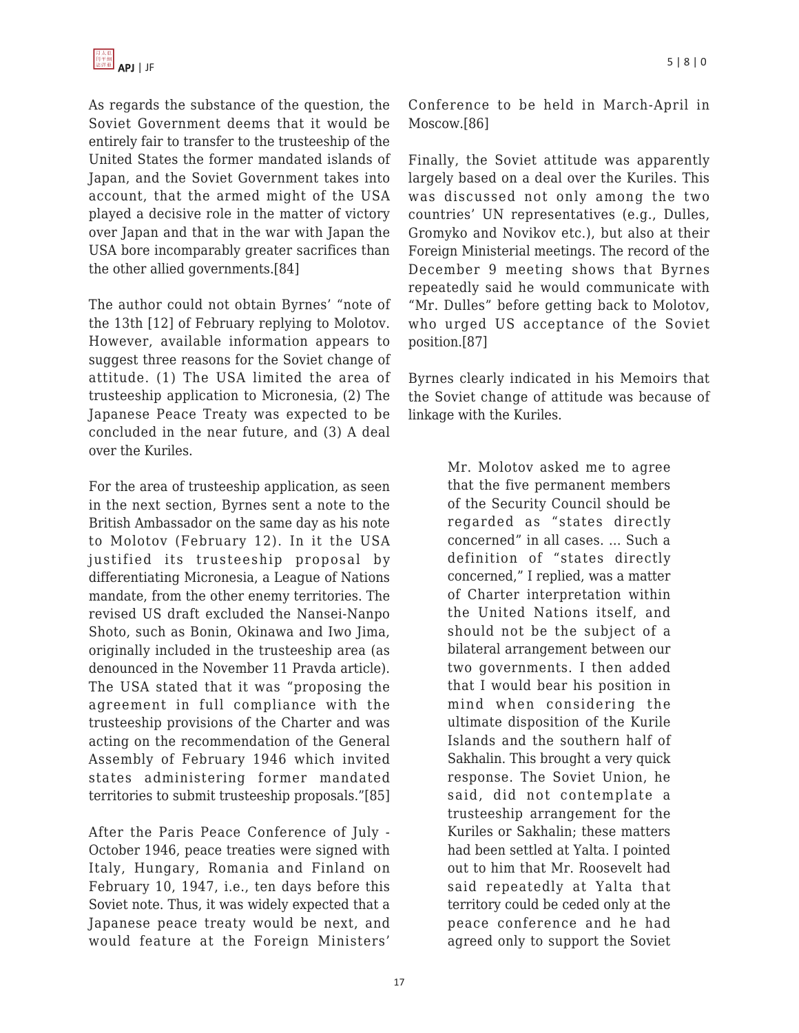As regards the substance of the question, the Soviet Government deems that it would be entirely fair to transfer to the trusteeship of the United States the former mandated islands of Japan, and the Soviet Government takes into account, that the armed might of the USA played a decisive role in the matter of victory over Japan and that in the war with Japan the USA bore incomparably greater sacrifices than the other allied governments.[84]

The author could not obtain Byrnes' "note of the 13th [12] of February replying to Molotov. However, available information appears to suggest three reasons for the Soviet change of attitude. (1) The USA limited the area of trusteeship application to Micronesia, (2) The Japanese Peace Treaty was expected to be concluded in the near future, and (3) A deal over the Kuriles.

For the area of trusteeship application, as seen in the next section, Byrnes sent a note to the British Ambassador on the same day as his note to Molotov (February 12). In it the USA justified its trusteeship proposal by differentiating Micronesia, a League of Nations mandate, from the other enemy territories. The revised US draft excluded the Nansei-Nanpo Shoto, such as Bonin, Okinawa and Iwo Jima, originally included in the trusteeship area (as denounced in the November 11 Pravda article). The USA stated that it was "proposing the agreement in full compliance with the trusteeship provisions of the Charter and was acting on the recommendation of the General Assembly of February 1946 which invited states administering former mandated territories to submit trusteeship proposals."[85]

After the Paris Peace Conference of July - October 1946, peace treaties were signed with Italy, Hungary, Romania and Finland on February 10, 1947, i.e., ten days before this Soviet note. Thus, it was widely expected that a Japanese peace treaty would be next, and would feature at the Foreign Ministers' Conference to be held in March-April in Moscow.[86]

Finally, the Soviet attitude was apparently largely based on a deal over the Kuriles. This was discussed not only among the two countries' UN representatives (e.g., Dulles, Gromyko and Novikov etc.), but also at their Foreign Ministerial meetings. The record of the December 9 meeting shows that Byrnes repeatedly said he would communicate with "Mr. Dulles" before getting back to Molotov, who urged US acceptance of the Soviet position.[87]

Byrnes clearly indicated in his Memoirs that the Soviet change of attitude was because of linkage with the Kuriles.

> Mr. Molotov asked me to agree that the five permanent members of the Security Council should be regarded as "states directly concerned" in all cases. ... Such a definition of "states directly concerned," I replied, was a matter of Charter interpretation within the United Nations itself, and should not be the subject of a bilateral arrangement between our two governments. I then added that I would bear his position in mind when considering the ultimate disposition of the Kurile Islands and the southern half of Sakhalin. This brought a very quick response. The Soviet Union, he said, did not contemplate a trusteeship arrangement for the Kuriles or Sakhalin; these matters had been settled at Yalta. I pointed out to him that Mr. Roosevelt had said repeatedly at Yalta that territory could be ceded only at the peace conference and he had agreed only to support the Soviet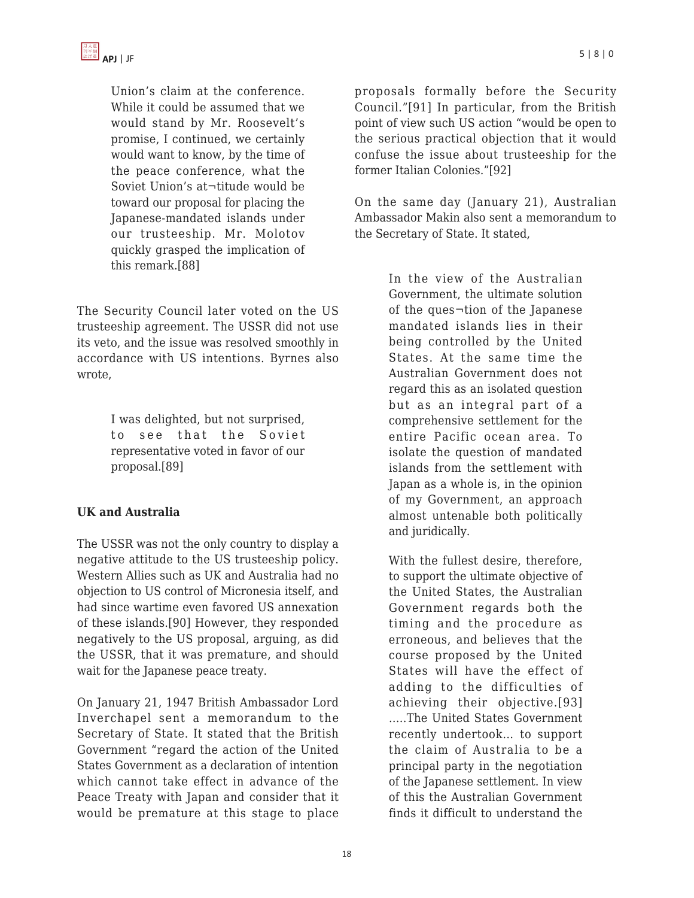Union's claim at the conference. While it could be assumed that we would stand by Mr. Roosevelt's promise, I continued, we certainly would want to know, by the time of the peace conference, what the Soviet Union's at¬titude would be toward our proposal for placing the Japanese-mandated islands under our trusteeship. Mr. Molotov quickly grasped the implication of this remark.[88]

The Security Council later voted on the US trusteeship agreement. The USSR did not use its veto, and the issue was resolved smoothly in accordance with US intentions. Byrnes also wrote,

> I was delighted, but not surprised, to see that the Soviet representative voted in favor of our proposal.[89]

**UK and Australia**

The USSR was not the only country to display a negative attitude to the US trusteeship policy. Western Allies such as UK and Australia had no objection to US control of Micronesia itself, and had since wartime even favored US annexation of these islands.[90] However, they responded negatively to the US proposal, arguing, as did the USSR, that it was premature, and should wait for the Japanese peace treaty.

On January 21, 1947 British Ambassador Lord Inverchapel sent a memorandum to the Secretary of State. It stated that the British Government "regard the action of the United States Government as a declaration of intention which cannot take effect in advance of the Peace Treaty with Japan and consider that it would be premature at this stage to place proposals formally before the Security Council."[91] In particular, from the British point of view such US action "would be open to the serious practical objection that it would confuse the issue about trusteeship for the former Italian Colonies."[92]

On the same day (January 21), Australian Ambassador Makin also sent a memorandum to the Secretary of State. It stated,

> In the view of the Australian Government, the ultimate solution of the ques¬tion of the Japanese mandated islands lies in their being controlled by the United States. At the same time the Australian Government does not regard this as an isolated question but as an integral part of a comprehensive settlement for the entire Pacific ocean area. To isolate the question of mandated islands from the settlement with Japan as a whole is, in the opinion of my Government, an approach almost untenable both politically and juridically.
>
> With the fullest desire, therefore, to support the ultimate objective of the United States, the Australian Government regards both the timing and the procedure as erroneous, and believes that the course proposed by the United States will have the effect of adding to the difficulties of achieving their objective.[93] .....The United States Government recently undertook... to support the claim of Australia to be a principal party in the negotiation of the Japanese settlement. In view of this the Australian Government finds it difficult to understand the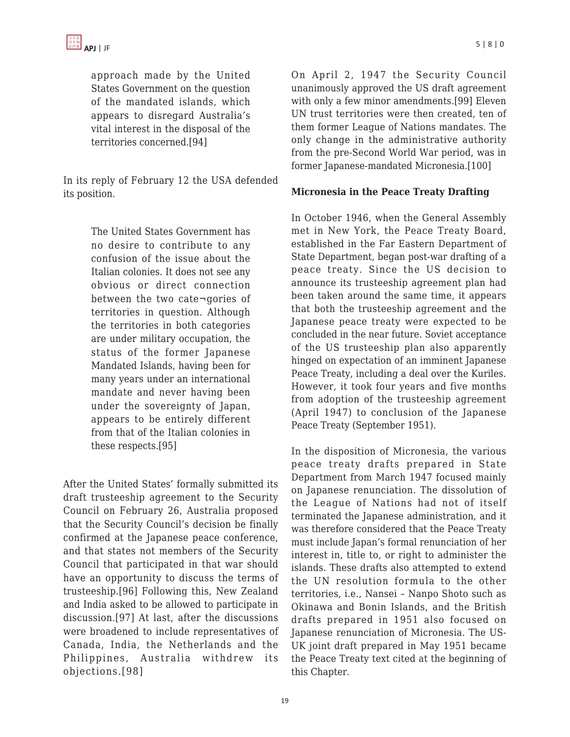approach made by the United States Government on the question of the mandated islands, which appears to disregard Australia's vital interest in the disposal of the territories concerned.[94]

In its reply of February 12 the USA defended its position.

> The United States Government has no desire to contribute to any confusion of the issue about the Italian colonies. It does not see any obvious or direct connection between the two cate¬gories of territories in question. Although the territories in both categories are under military occupation, the status of the former Japanese Mandated Islands, having been for many years under an international mandate and never having been under the sovereignty of Japan, appears to be entirely different from that of the Italian colonies in these respects.[95]

After the United States' formally submitted its draft trusteeship agreement to the Security Council on February 26, Australia proposed that the Security Council's decision be finally confirmed at the Japanese peace conference, and that states not members of the Security Council that participated in that war should have an opportunity to discuss the terms of trusteeship.[96] Following this, New Zealand and India asked to be allowed to participate in discussion.[97] At last, after the discussions were broadened to include representatives of Canada, India, the Netherlands and the Philippines, Australia withdrew its objections.[98]

On April 2, 1947 the Security Council unanimously approved the US draft agreement with only a few minor amendments.[99] Eleven UN trust territories were then created, ten of them former League of Nations mandates. The only change in the administrative authority from the pre-Second World War period, was in former Japanese-mandated Micronesia.[100]

**Micronesia in the Peace Treaty Drafting**

In October 1946, when the General Assembly met in New York, the Peace Treaty Board, established in the Far Eastern Department of State Department, began post-war drafting of a peace treaty. Since the US decision to announce its trusteeship agreement plan had been taken around the same time, it appears that both the trusteeship agreement and the Japanese peace treaty were expected to be concluded in the near future. Soviet acceptance of the US trusteeship plan also apparently hinged on expectation of an imminent Japanese Peace Treaty, including a deal over the Kuriles. However, it took four years and five months from adoption of the trusteeship agreement (April 1947) to conclusion of the Japanese Peace Treaty (September 1951).

In the disposition of Micronesia, the various peace treaty drafts prepared in State Department from March 1947 focused mainly on Japanese renunciation. The dissolution of the League of Nations had not of itself terminated the Japanese administration, and it was therefore considered that the Peace Treaty must include Japan's formal renunciation of her interest in, title to, or right to administer the islands. These drafts also attempted to extend the UN resolution formula to the other territories, i.e., Nansei – Nanpo Shoto such as Okinawa and Bonin Islands, and the British drafts prepared in 1951 also focused on Japanese renunciation of Micronesia. The US-UK joint draft prepared in May 1951 became the Peace Treaty text cited at the beginning of this Chapter.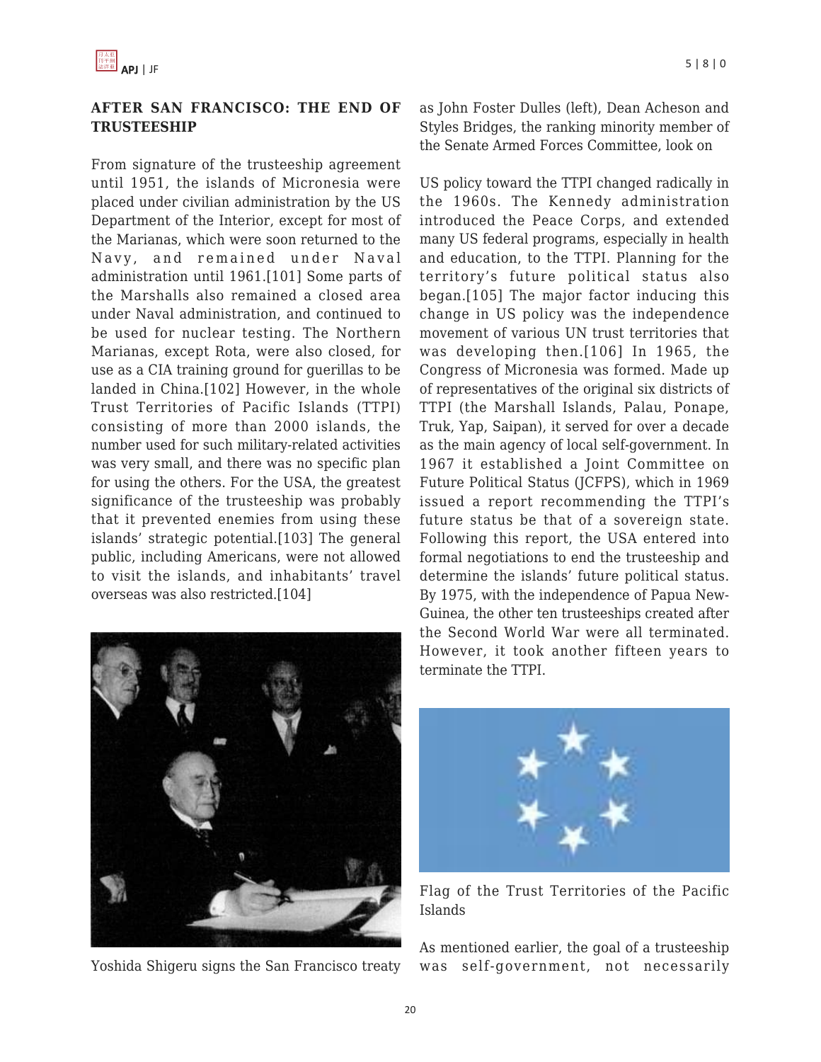## AFTER SAN FRANCISCO: THE END OF TRUSTEESHIP

From signature of the trusteeship agreement until 1951, the islands of Micronesia were placed under civilian administration by the US Department of the Interior, except for most of the Marianas, which were soon returned to the Navy, and remained under Naval administration until 1961.[101] Some parts of the Marshalls also remained a closed area under Naval administration, and continued to be used for nuclear testing. The Northern Marianas, except Rota, were also closed, for use as a CIA training ground for guerillas to be landed in China.[102] However, in the whole Trust Territories of Pacific Islands (TTPI) consisting of more than 2000 islands, the number used for such military-related activities was very small, and there was no specific plan for using the others. For the USA, the greatest significance of the trusteeship was probably that it prevented enemies from using these islands' strategic potential.[103] The general public, including Americans, were not allowed to visit the islands, and inhabitants' travel overseas was also restricted.[104]

Yoshida Shigeru signs the San Francisco treaty as John Foster Dulles (left), Dean Acheson and Styles Bridges, the ranking minority member of the Senate Armed Forces Committee, look on

US policy toward the TTPI changed radically in the 1960s. The Kennedy administration introduced the Peace Corps, and extended many US federal programs, especially in health and education, to the TTPI. Planning for the territory's future political status also began.[105] The major factor inducing this change in US policy was the independence movement of various UN trust territories that was developing then.[106] In 1965, the Congress of Micronesia was formed. Made up of representatives of the original six districts of TTPI (the Marshall Islands, Palau, Ponape, Truk, Yap, Saipan), it served for over a decade as the main agency of local self-government. In 1967 it established a Joint Committee on Future Political Status (JCFPS), which in 1969 issued a report recommending the TTPI's future status be that of a sovereign state. Following this report, the USA entered into formal negotiations to end the trusteeship and determine the islands' future political status. By 1975, with the independence of Papua New-Guinea, the other ten trusteeships created after the Second World War were all terminated. However, it took another fifteen years to terminate the TTPI.

Flag of the Trust Territories of the Pacific Islands

As mentioned earlier, the goal of a trusteeship was self-government, not necessarily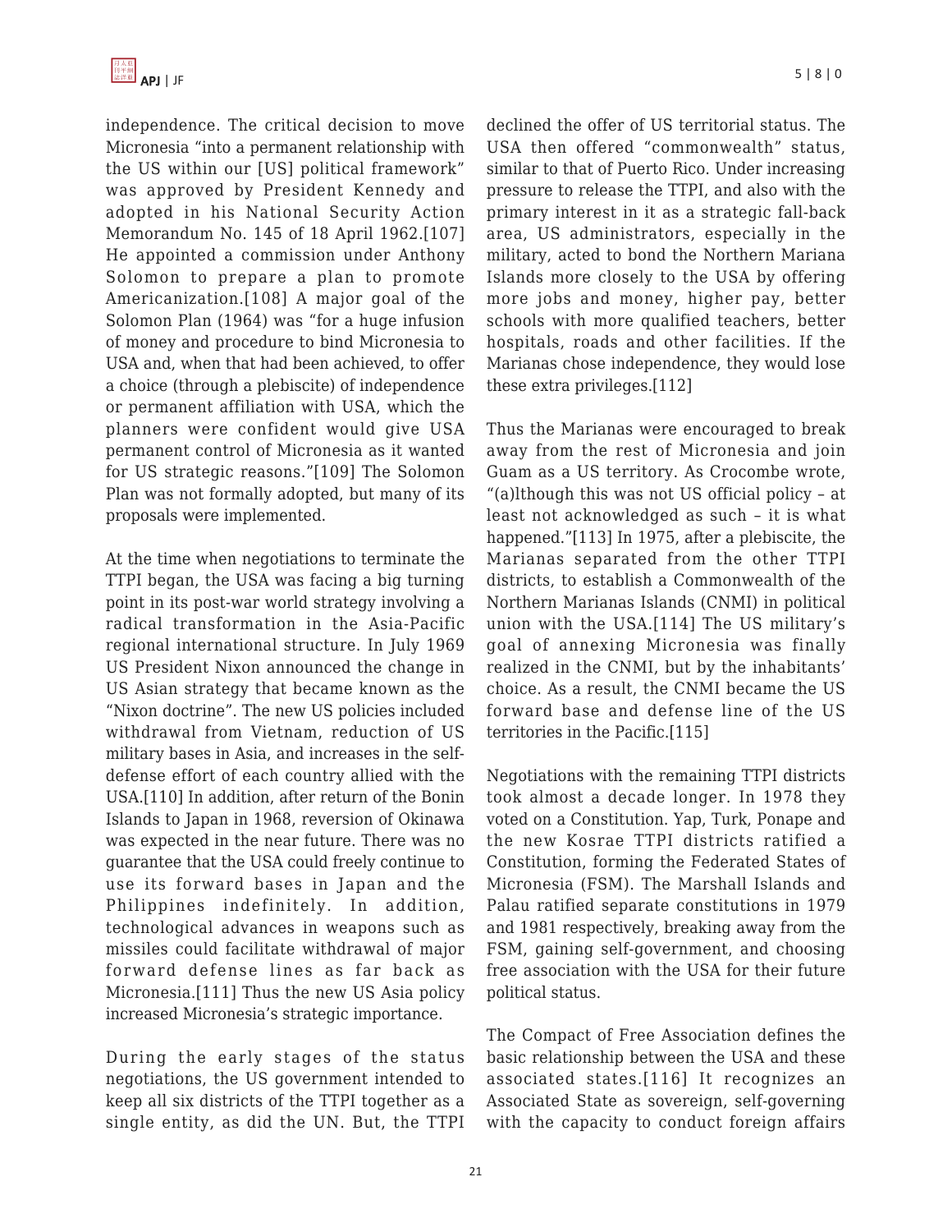independence. The critical decision to move Micronesia "into a permanent relationship with the US within our [US] political framework" was approved by President Kennedy and adopted in his National Security Action Memorandum No. 145 of 18 April 1962.[107] He appointed a commission under Anthony Solomon to prepare a plan to promote Americanization.[108] A major goal of the Solomon Plan (1964) was "for a huge infusion of money and procedure to bind Micronesia to USA and, when that had been achieved, to offer a choice (through a plebiscite) of independence or permanent affiliation with USA, which the planners were confident would give USA permanent control of Micronesia as it wanted for US strategic reasons."[109] The Solomon Plan was not formally adopted, but many of its proposals were implemented.

At the time when negotiations to terminate the TTPI began, the USA was facing a big turning point in its post-war world strategy involving a radical transformation in the Asia-Pacific regional international structure. In July 1969 US President Nixon announced the change in US Asian strategy that became known as the "Nixon doctrine". The new US policies included withdrawal from Vietnam, reduction of US military bases in Asia, and increases in the self-defense effort of each country allied with the USA.[110] In addition, after return of the Bonin Islands to Japan in 1968, reversion of Okinawa was expected in the near future. There was no guarantee that the USA could freely continue to use its forward bases in Japan and the Philippines indefinitely. In addition, technological advances in weapons such as missiles could facilitate withdrawal of major forward defense lines as far back as Micronesia.[111] Thus the new US Asia policy increased Micronesia's strategic importance.

During the early stages of the status negotiations, the US government intended to keep all six districts of the TTPI together as a single entity, as did the UN. But, the TTPI declined the offer of US territorial status. The USA then offered "commonwealth" status, similar to that of Puerto Rico. Under increasing pressure to release the TTPI, and also with the primary interest in it as a strategic fall-back area, US administrators, especially in the military, acted to bond the Northern Mariana Islands more closely to the USA by offering more jobs and money, higher pay, better schools with more qualified teachers, better hospitals, roads and other facilities. If the Marianas chose independence, they would lose these extra privileges.[112]

Thus the Marianas were encouraged to break away from the rest of Micronesia and join Guam as a US territory. As Crocombe wrote, "(a)lthough this was not US official policy – at least not acknowledged as such – it is what happened."[113] In 1975, after a plebiscite, the Marianas separated from the other TTPI districts, to establish a Commonwealth of the Northern Marianas Islands (CNMI) in political union with the USA.[114] The US military's goal of annexing Micronesia was finally realized in the CNMI, but by the inhabitants' choice. As a result, the CNMI became the US forward base and defense line of the US territories in the Pacific.[115]

Negotiations with the remaining TTPI districts took almost a decade longer. In 1978 they voted on a Constitution. Yap, Turk, Ponape and the new Kosrae TTPI districts ratified a Constitution, forming the Federated States of Micronesia (FSM). The Marshall Islands and Palau ratified separate constitutions in 1979 and 1981 respectively, breaking away from the FSM, gaining self-government, and choosing free association with the USA for their future political status.

The Compact of Free Association defines the basic relationship between the USA and these associated states.[116] It recognizes an Associated State as sovereign, self-governing with the capacity to conduct foreign affairs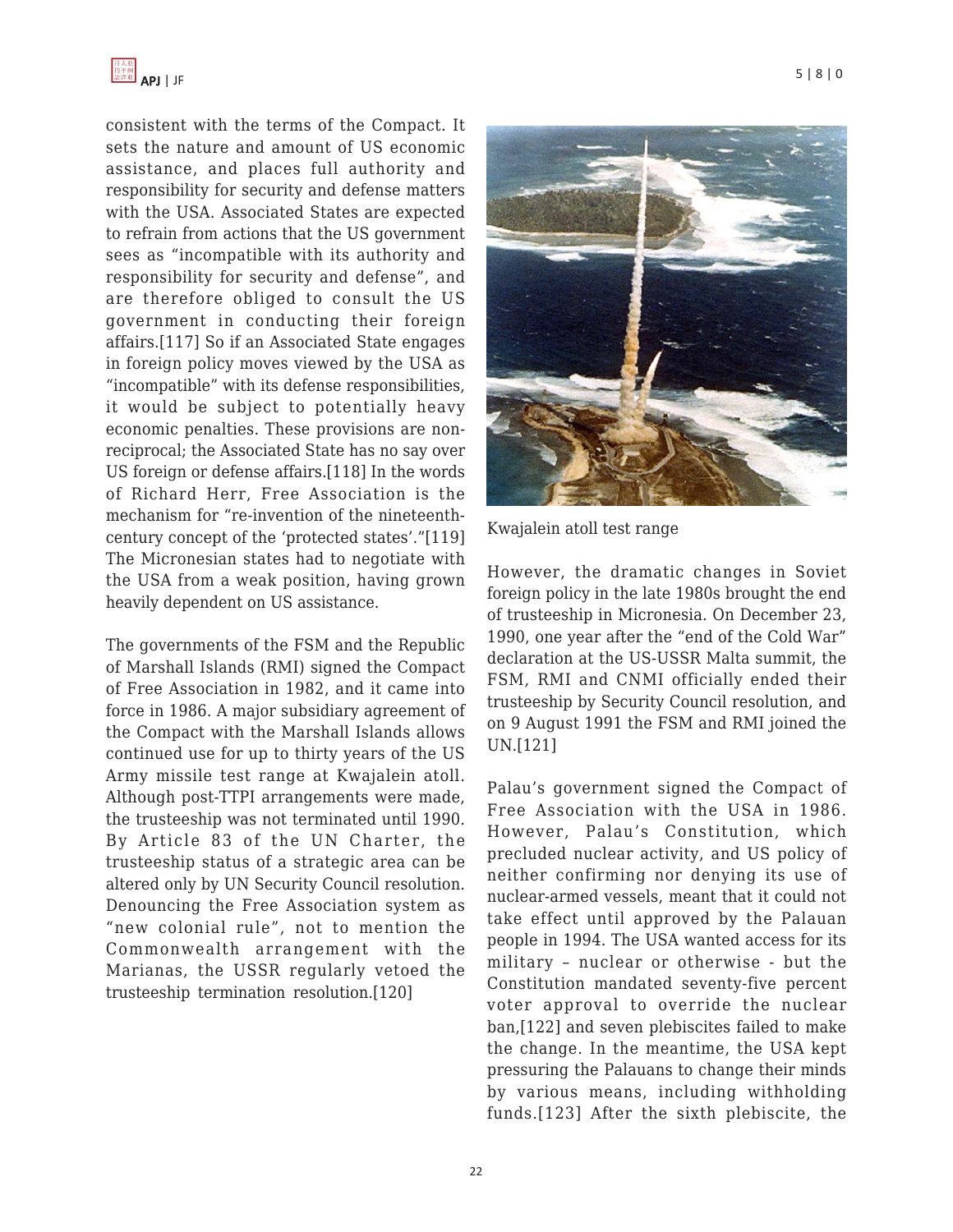consistent with the terms of the Compact. It sets the nature and amount of US economic assistance, and places full authority and responsibility for security and defense matters with the USA. Associated States are expected to refrain from actions that the US government sees as "incompatible with its authority and responsibility for security and defense", and are therefore obliged to consult the US government in conducting their foreign affairs.[117] So if an Associated State engages in foreign policy moves viewed by the USA as "incompatible" with its defense responsibilities, it would be subject to potentially heavy economic penalties. These provisions are non-reciprocal; the Associated State has no say over US foreign or defense affairs.[118] In the words of Richard Herr, Free Association is the mechanism for "re-invention of the nineteenth-century concept of the 'protected states'."[119] The Micronesian states had to negotiate with the USA from a weak position, having grown heavily dependent on US assistance.

The governments of the FSM and the Republic of Marshall Islands (RMI) signed the Compact of Free Association in 1982, and it came into force in 1986. A major subsidiary agreement of the Compact with the Marshall Islands allows continued use for up to thirty years of the US Army missile test range at Kwajalein atoll. Although post-TTPI arrangements were made, the trusteeship was not terminated until 1990. By Article 83 of the UN Charter, the trusteeship status of a strategic area can be altered only by UN Security Council resolution. Denouncing the Free Association system as "new colonial rule", not to mention the Commonwealth arrangement with the Marianas, the USSR regularly vetoed the trusteeship termination resolution.[120]

Kwajalein atoll test range

However, the dramatic changes in Soviet foreign policy in the late 1980s brought the end of trusteeship in Micronesia. On December 23, 1990, one year after the "end of the Cold War" declaration at the US-USSR Malta summit, the FSM, RMI and CNMI officially ended their trusteeship by Security Council resolution, and on 9 August 1991 the FSM and RMI joined the UN.[121]

Palau's government signed the Compact of Free Association with the USA in 1986. However, Palau's Constitution, which precluded nuclear activity, and US policy of neither confirming nor denying its use of nuclear-armed vessels, meant that it could not take effect until approved by the Palauan people in 1994. The USA wanted access for its military – nuclear or otherwise - but the Constitution mandated seventy-five percent voter approval to override the nuclear ban,[122] and seven plebiscites failed to make the change. In the meantime, the USA kept pressuring the Palauans to change their minds by various means, including withholding funds.[123] After the sixth plebiscite, the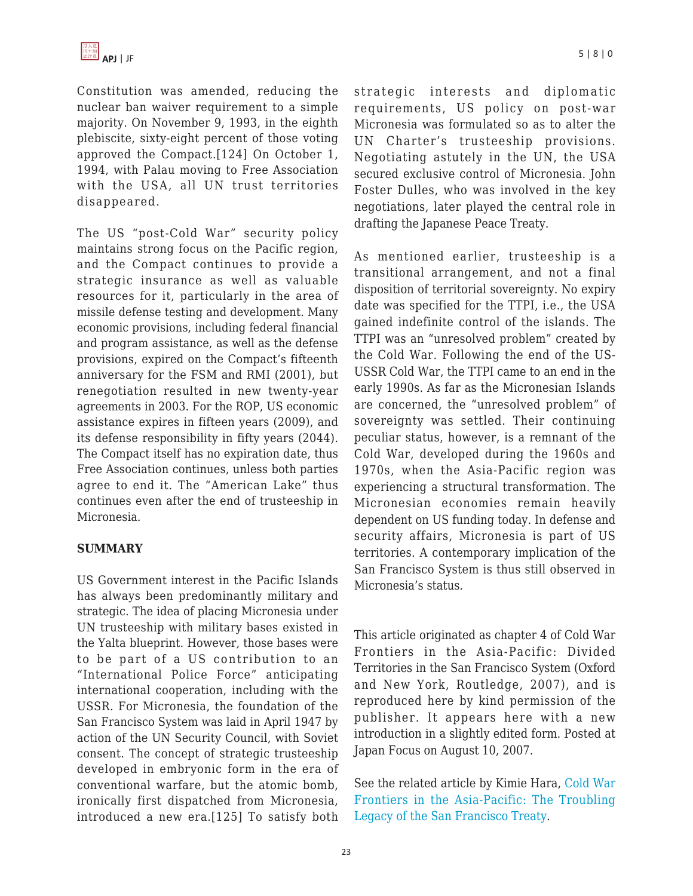Constitution was amended, reducing the nuclear ban waiver requirement to a simple majority. On November 9, 1993, in the eighth plebiscite, sixty-eight percent of those voting approved the Compact.[124] On October 1, 1994, with Palau moving to Free Association with the USA, all UN trust territories disappeared.

The US "post-Cold War" security policy maintains strong focus on the Pacific region, and the Compact continues to provide a strategic insurance as well as valuable resources for it, particularly in the area of missile defense testing and development. Many economic provisions, including federal financial and program assistance, as well as the defense provisions, expired on the Compact's fifteenth anniversary for the FSM and RMI (2001), but renegotiation resulted in new twenty-year agreements in 2003. For the ROP, US economic assistance expires in fifteen years (2009), and its defense responsibility in fifty years (2044). The Compact itself has no expiration date, thus Free Association continues, unless both parties agree to end it. The "American Lake" thus continues even after the end of trusteeship in Micronesia.

**SUMMARY**

US Government interest in the Pacific Islands has always been predominantly military and strategic. The idea of placing Micronesia under UN trusteeship with military bases existed in the Yalta blueprint. However, those bases were to be part of a US contribution to an "International Police Force" anticipating international cooperation, including with the USSR. For Micronesia, the foundation of the San Francisco System was laid in April 1947 by action of the UN Security Council, with Soviet consent. The concept of strategic trusteeship developed in embryonic form in the era of conventional warfare, but the atomic bomb, ironically first dispatched from Micronesia, introduced a new era.[125] To satisfy both strategic interests and diplomatic requirements, US policy on post-war Micronesia was formulated so as to alter the UN Charter's trusteeship provisions. Negotiating astutely in the UN, the USA secured exclusive control of Micronesia. John Foster Dulles, who was involved in the key negotiations, later played the central role in drafting the Japanese Peace Treaty.

As mentioned earlier, trusteeship is a transitional arrangement, and not a final disposition of territorial sovereignty. No expiry date was specified for the TTPI, i.e., the USA gained indefinite control of the islands. The TTPI was an "unresolved problem" created by the Cold War. Following the end of the US-USSR Cold War, the TTPI came to an end in the early 1990s. As far as the Micronesian Islands are concerned, the "unresolved problem" of sovereignty was settled. Their continuing peculiar status, however, is a remnant of the Cold War, developed during the 1960s and 1970s, when the Asia-Pacific region was experiencing a structural transformation. The Micronesian economies remain heavily dependent on US funding today. In defense and security affairs, Micronesia is part of US territories. A contemporary implication of the San Francisco System is thus still observed in Micronesia's status.

This article originated as chapter 4 of Cold War Frontiers in the Asia-Pacific: Divided Territories in the San Francisco System (Oxford and New York, Routledge, 2007), and is reproduced here by kind permission of the publisher. It appears here with a new introduction in a slightly edited form. Posted at Japan Focus on August 10, 2007.

See the related article by Kimie Hara, Cold War Frontiers in the Asia-Pacific: The Troubling Legacy of the San Francisco Treaty.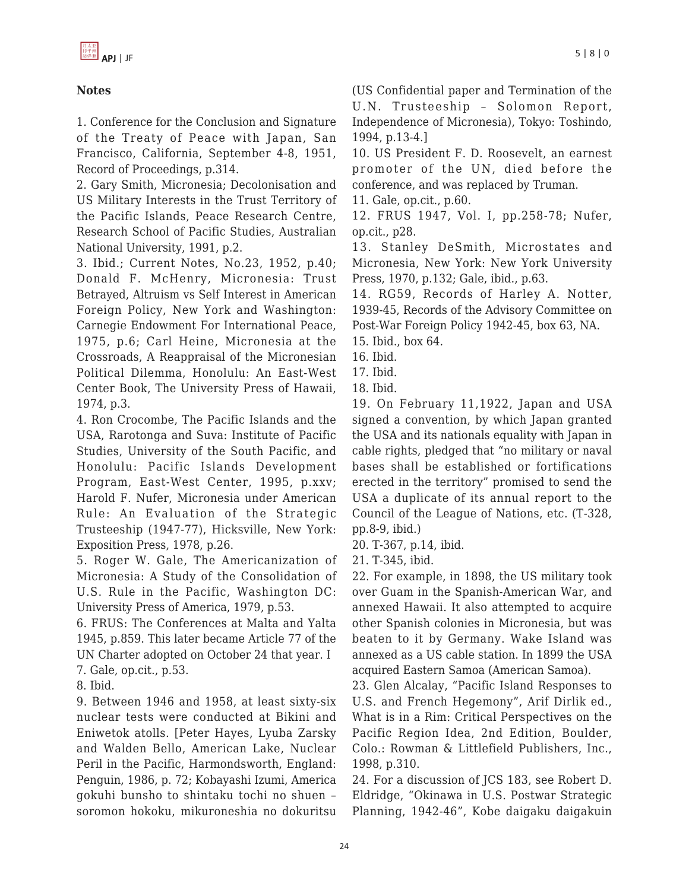**Notes**

1. Conference for the Conclusion and Signature of the Treaty of Peace with Japan, San Francisco, California, September 4-8, 1951, Record of Proceedings, p.314.
2. Gary Smith, Micronesia; Decolonisation and US Military Interests in the Trust Territory of the Pacific Islands, Peace Research Centre, Research School of Pacific Studies, Australian National University, 1991, p.2.
3. Ibid.; Current Notes, No.23, 1952, p.40; Donald F. McHenry, Micronesia: Trust Betrayed, Altruism vs Self Interest in American Foreign Policy, New York and Washington: Carnegie Endowment For International Peace, 1975, p.6; Carl Heine, Micronesia at the Crossroads, A Reappraisal of the Micronesian Political Dilemma, Honolulu: An East-West Center Book, The University Press of Hawaii, 1974, p.3.
4. Ron Crocombe, The Pacific Islands and the USA, Rarotonga and Suva: Institute of Pacific Studies, University of the South Pacific, and Honolulu: Pacific Islands Development Program, East-West Center, 1995, p.xxv; Harold F. Nufer, Micronesia under American Rule: An Evaluation of the Strategic Trusteeship (1947-77), Hicksville, New York: Exposition Press, 1978, p.26.
5. Roger W. Gale, The Americanization of Micronesia: A Study of the Consolidation of U.S. Rule in the Pacific, Washington DC: University Press of America, 1979, p.53.
6. FRUS: The Conferences at Malta and Yalta 1945, p.859. This later became Article 77 of the UN Charter adopted on October 24 that year. I
7. Gale, op.cit., p.53.
8. Ibid.
9. Between 1946 and 1958, at least sixty-six nuclear tests were conducted at Bikini and Eniwetok atolls. [Peter Hayes, Lyuba Zarsky and Walden Bello, American Lake, Nuclear Peril in the Pacific, Harmondsworth, England: Penguin, 1986, p. 72; Kobayashi Izumi, America gokuhi bunsho to shintaku tochi no shuen – soromon hokoku, mikuroneshia no dokuritsu (US Confidential paper and Termination of the U.N. Trusteeship – Solomon Report, Independence of Micronesia), Tokyo: Toshindo, 1994, p.13-4.]
10. US President F. D. Roosevelt, an earnest promoter of the UN, died before the conference, and was replaced by Truman.
11. Gale, op.cit., p.60.
12. FRUS 1947, Vol. I, pp.258-78; Nufer, op.cit., p28.
13. Stanley DeSmith, Microstates and Micronesia, New York: New York University Press, 1970, p.132; Gale, ibid., p.63.
14. RG59, Records of Harley A. Notter, 1939-45, Records of the Advisory Committee on Post-War Foreign Policy 1942-45, box 63, NA.
15. Ibid., box 64.
16. Ibid.
17. Ibid.
18. Ibid.
19. On February 11,1922, Japan and USA signed a convention, by which Japan granted the USA and its nationals equality with Japan in cable rights, pledged that "no military or naval bases shall be established or fortifications erected in the territory" promised to send the USA a duplicate of its annual report to the Council of the League of Nations, etc. (T-328, pp.8-9, ibid.)
20. T-367, p.14, ibid.
21. T-345, ibid.
22. For example, in 1898, the US military took over Guam in the Spanish-American War, and annexed Hawaii. It also attempted to acquire other Spanish colonies in Micronesia, but was beaten to it by Germany. Wake Island was annexed as a US cable station. In 1899 the USA acquired Eastern Samoa (American Samoa).
23. Glen Alcalay, "Pacific Island Responses to U.S. and French Hegemony", Arif Dirlik ed., What is in a Rim: Critical Perspectives on the Pacific Region Idea, 2nd Edition, Boulder, Colo.: Rowman & Littlefield Publishers, Inc., 1998, p.310.
24. For a discussion of JCS 183, see Robert D. Eldridge, "Okinawa in U.S. Postwar Strategic Planning, 1942-46", Kobe daigaku daigakuin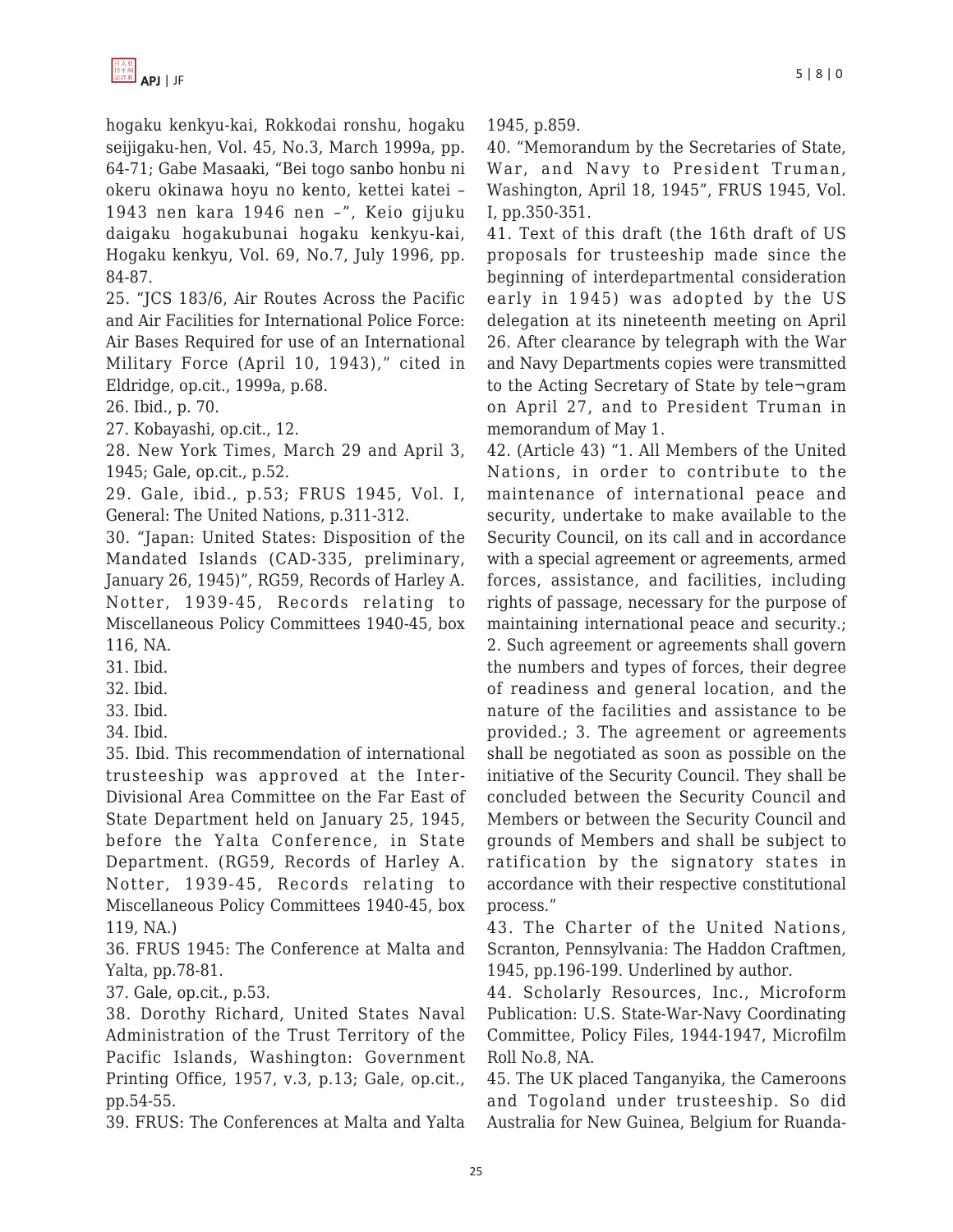hogaku kenkyu-kai, Rokkodai ronshu, hogaku seijigaku-hen, Vol. 45, No.3, March 1999a, pp. 64-71; Gabe Masaaki, "Bei togo sanbo honbu ni okeru okinawa hoyu no kento, kettei katei – 1943 nen kara 1946 nen –", Keio gijuku daigaku hogakubunai hogaku kenkyu-kai, Hogaku kenkyu, Vol. 69, No.7, July 1996, pp. 84-87.

25. "JCS 183/6, Air Routes Across the Pacific and Air Facilities for International Police Force: Air Bases Required for use of an International Military Force (April 10, 1943)," cited in Eldridge, op.cit., 1999a, p.68.

26. Ibid., p. 70.

27. Kobayashi, op.cit., 12.

28. New York Times, March 29 and April 3, 1945; Gale, op.cit., p.52.

29. Gale, ibid., p.53; FRUS 1945, Vol. I, General: The United Nations, p.311-312.

30. "Japan: United States: Disposition of the Mandated Islands (CAD-335, preliminary, January 26, 1945)", RG59, Records of Harley A. Notter, 1939-45, Records relating to Miscellaneous Policy Committees 1940-45, box 116, NA.

31. Ibid.

32. Ibid.

33. Ibid.

34. Ibid.

35. Ibid. This recommendation of international trusteeship was approved at the Inter-Divisional Area Committee on the Far East of State Department held on January 25, 1945, before the Yalta Conference, in State Department. (RG59, Records of Harley A. Notter, 1939-45, Records relating to Miscellaneous Policy Committees 1940-45, box 119, NA.)

36. FRUS 1945: The Conference at Malta and Yalta, pp.78-81.

37. Gale, op.cit., p.53.

38. Dorothy Richard, United States Naval Administration of the Trust Territory of the Pacific Islands, Washington: Government Printing Office, 1957, v.3, p.13; Gale, op.cit., pp.54-55.

39. FRUS: The Conferences at Malta and Yalta 1945, p.859.

40. "Memorandum by the Secretaries of State, War, and Navy to President Truman, Washington, April 18, 1945", FRUS 1945, Vol. I, pp.350-351.

41. Text of this draft (the 16th draft of US proposals for trusteeship made since the beginning of interdepartmental consideration early in 1945) was adopted by the US delegation at its nineteenth meeting on April 26. After clearance by telegraph with the War and Navy Departments copies were transmitted to the Acting Secretary of State by tele¬gram on April 27, and to President Truman in memorandum of May 1.

42. (Article 43) "1. All Members of the United Nations, in order to contribute to the maintenance of international peace and security, undertake to make available to the Security Council, on its call and in accordance with a special agreement or agreements, armed forces, assistance, and facilities, including rights of passage, necessary for the purpose of maintaining international peace and security.; 2. Such agreement or agreements shall govern the numbers and types of forces, their degree of readiness and general location, and the nature of the facilities and assistance to be provided.; 3. The agreement or agreements shall be negotiated as soon as possible on the initiative of the Security Council. They shall be concluded between the Security Council and Members or between the Security Council and grounds of Members and shall be subject to ratification by the signatory states in accordance with their respective constitutional process."

43. The Charter of the United Nations, Scranton, Pennsylvania: The Haddon Craftmen, 1945, pp.196-199. Underlined by author.

44. Scholarly Resources, Inc., Microform Publication: U.S. State-War-Navy Coordinating Committee, Policy Files, 1944-1947, Microfilm Roll No.8, NA.

45. The UK placed Tanganyika, the Cameroons and Togoland under trusteeship. So did Australia for New Guinea, Belgium for Ruanda-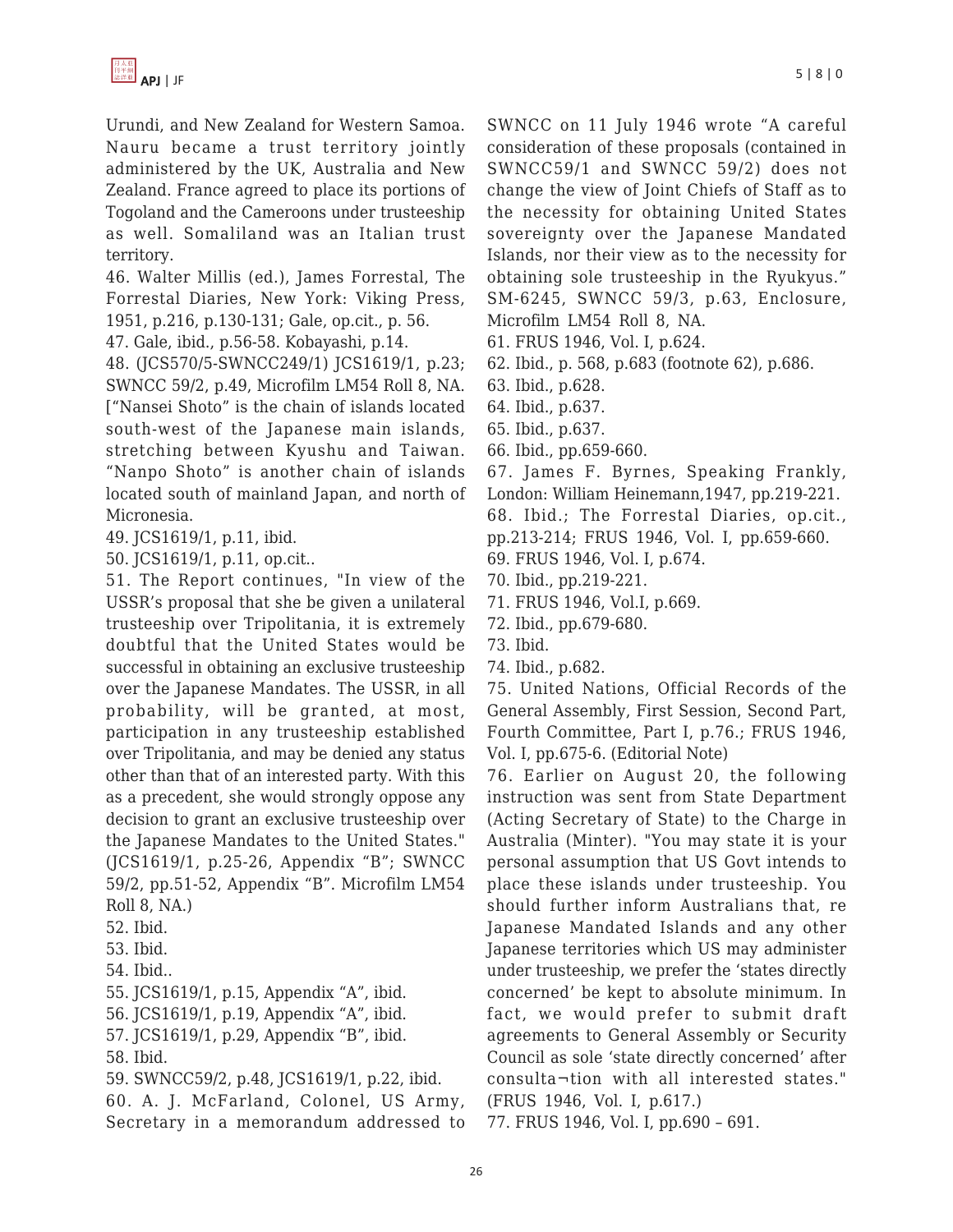Urundi, and New Zealand for Western Samoa. Nauru became a trust territory jointly administered by the UK, Australia and New Zealand. France agreed to place its portions of Togoland and the Cameroons under trusteeship as well. Somaliland was an Italian trust territory.

46. Walter Millis (ed.), James Forrestal, The Forrestal Diaries, New York: Viking Press, 1951, p.216, p.130-131; Gale, op.cit., p. 56.

47. Gale, ibid., p.56-58. Kobayashi, p.14.

48. (JCS570/5-SWNCC249/1) JCS1619/1, p.23; SWNCC 59/2, p.49, Microfilm LM54 Roll 8, NA. ["Nansei Shoto" is the chain of islands located south-west of the Japanese main islands, stretching between Kyushu and Taiwan. "Nanpo Shoto" is another chain of islands located south of mainland Japan, and north of Micronesia.

49. JCS1619/1, p.11, ibid.

50. JCS1619/1, p.11, op.cit..

51. The Report continues, "In view of the USSR's proposal that she be given a unilateral trusteeship over Tripolitania, it is extremely doubtful that the United States would be successful in obtaining an exclusive trusteeship over the Japanese Mandates. The USSR, in all probability, will be granted, at most, participation in any trusteeship established over Tripolitania, and may be denied any status other than that of an interested party. With this as a precedent, she would strongly oppose any decision to grant an exclusive trusteeship over the Japanese Mandates to the United States." (JCS1619/1, p.25-26, Appendix "B"; SWNCC 59/2, pp.51-52, Appendix "B". Microfilm LM54 Roll 8, NA.)

52. Ibid.

53. Ibid.

54. Ibid..

55. JCS1619/1, p.15, Appendix "A", ibid.

56. JCS1619/1, p.19, Appendix "A", ibid.

57. JCS1619/1, p.29, Appendix "B", ibid.

58. Ibid.

59. SWNCC59/2, p.48, JCS1619/1, p.22, ibid.

60. A. J. McFarland, Colonel, US Army, Secretary in a memorandum addressed to SWNCC on 11 July 1946 wrote "A careful consideration of these proposals (contained in SWNCC59/1 and SWNCC 59/2) does not change the view of Joint Chiefs of Staff as to the necessity for obtaining United States sovereignty over the Japanese Mandated Islands, nor their view as to the necessity for obtaining sole trusteeship in the Ryukyus." SM-6245, SWNCC 59/3, p.63, Enclosure, Microfilm LM54 Roll 8, NA.

61. FRUS 1946, Vol. I, p.624.

62. Ibid., p. 568, p.683 (footnote 62), p.686.

63. Ibid., p.628.

64. Ibid., p.637.

65. Ibid., p.637.

66. Ibid., pp.659-660.

67. James F. Byrnes, Speaking Frankly, London: William Heinemann,1947, pp.219-221.

68. Ibid.; The Forrestal Diaries, op.cit., pp.213-214; FRUS 1946, Vol. I, pp.659-660.

69. FRUS 1946, Vol. I, p.674.

70. Ibid., pp.219-221.

71. FRUS 1946, Vol.I, p.669.

72. Ibid., pp.679-680.

73. Ibid.

74. Ibid., p.682.

75. United Nations, Official Records of the General Assembly, First Session, Second Part, Fourth Committee, Part I, p.76.; FRUS 1946, Vol. I, pp.675-6. (Editorial Note)

76. Earlier on August 20, the following instruction was sent from State Department (Acting Secretary of State) to the Charge in Australia (Minter). "You may state it is your personal assumption that US Govt intends to place these islands under trusteeship. You should further inform Australians that, re Japanese Mandated Islands and any other Japanese territories which US may administer under trusteeship, we prefer the 'states directly concerned' be kept to absolute minimum. In fact, we would prefer to submit draft agreements to General Assembly or Security Council as sole 'state directly concerned' after consulta¬tion with all interested states." (FRUS 1946, Vol. I, p.617.)

77. FRUS 1946, Vol. I, pp.690 – 691.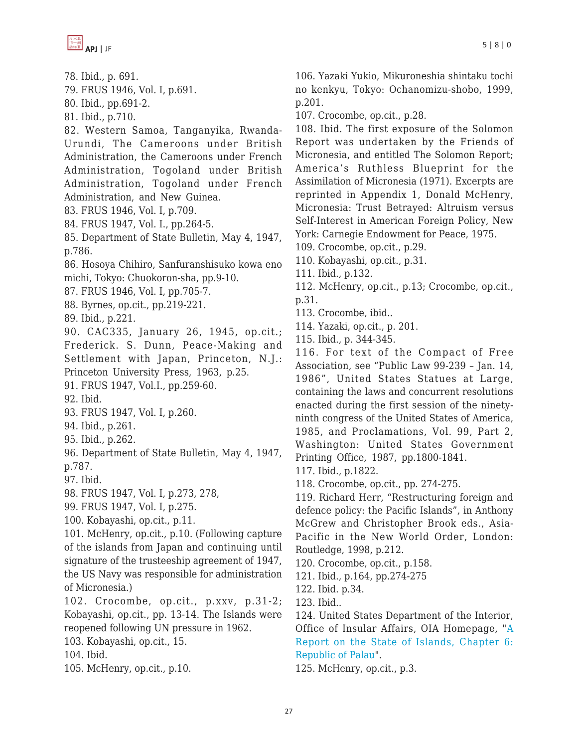78. Ibid., p. 691.

79. FRUS 1946, Vol. I, p.691.

80. Ibid., pp.691-2.

81. Ibid., p.710.

82. Western Samoa, Tanganyika, Rwanda-Urundi, The Cameroons under British Administration, the Cameroons under French Administration, Togoland under British Administration, Togoland under French Administration, and New Guinea.

83. FRUS 1946, Vol. I, p.709.

84. FRUS 1947, Vol. I., pp.264-5.

85. Department of State Bulletin, May 4, 1947, p.786.

86. Hosoya Chihiro, Sanfuranshisuko kowa eno michi, Tokyo: Chuokoron-sha, pp.9-10.

87. FRUS 1946, Vol. I, pp.705-7.

88. Byrnes, op.cit., pp.219-221.

89. Ibid., p.221.

90. CAC335, January 26, 1945, op.cit.; Frederick. S. Dunn, Peace-Making and Settlement with Japan, Princeton, N.J.: Princeton University Press, 1963, p.25.

91. FRUS 1947, Vol.I., pp.259-60.

92. Ibid.

93. FRUS 1947, Vol. I, p.260.

94. Ibid., p.261.

95. Ibid., p.262.

96. Department of State Bulletin, May 4, 1947, p.787.

97. Ibid.

98. FRUS 1947, Vol. I, p.273, 278,

99. FRUS 1947, Vol. I, p.275.

100. Kobayashi, op.cit., p.11.

101. McHenry, op.cit., p.10. (Following capture of the islands from Japan and continuing until signature of the trusteeship agreement of 1947, the US Navy was responsible for administration of Micronesia.)

102. Crocombe, op.cit., p.xxv, p.31-2; Kobayashi, op.cit., pp. 13-14. The Islands were reopened following UN pressure in 1962.

103. Kobayashi, op.cit., 15.

104. Ibid.

105. McHenry, op.cit., p.10.

106. Yazaki Yukio, Mikuroneshia shintaku tochi no kenkyu, Tokyo: Ochanomizu-shobo, 1999, p.201.

107. Crocombe, op.cit., p.28.

108. Ibid. The first exposure of the Solomon Report was undertaken by the Friends of Micronesia, and entitled The Solomon Report; America's Ruthless Blueprint for the Assimilation of Micronesia (1971). Excerpts are reprinted in Appendix 1, Donald McHenry, Micronesia: Trust Betrayed: Altruism versus Self-Interest in American Foreign Policy, New York: Carnegie Endowment for Peace, 1975.

109. Crocombe, op.cit., p.29.

110. Kobayashi, op.cit., p.31.

111. Ibid., p.132.

112. McHenry, op.cit., p.13; Crocombe, op.cit., p.31.

113. Crocombe, ibid..

114. Yazaki, op.cit., p. 201.

115. Ibid., p. 344-345.

116. For text of the Compact of Free Association, see "Public Law 99-239 – Jan. 14, 1986", United States Statues at Large, containing the laws and concurrent resolutions enacted during the first session of the ninety-ninth congress of the United States of America, 1985, and Proclamations, Vol. 99, Part 2, Washington: United States Government Printing Office, 1987, pp.1800-1841.

117. Ibid., p.1822.

118. Crocombe, op.cit., pp. 274-275.

119. Richard Herr, "Restructuring foreign and defence policy: the Pacific Islands", in Anthony McGrew and Christopher Brook eds., Asia-Pacific in the New World Order, London: Routledge, 1998, p.212.

120. Crocombe, op.cit., p.158.

121. Ibid., p.164, pp.274-275

122. Ibid. p.34.

123. Ibid..

124. United States Department of the Interior, Office of Insular Affairs, OIA Homepage, "A Report on the State of Islands, Chapter 6: Republic of Palau".

125. McHenry, op.cit., p.3.